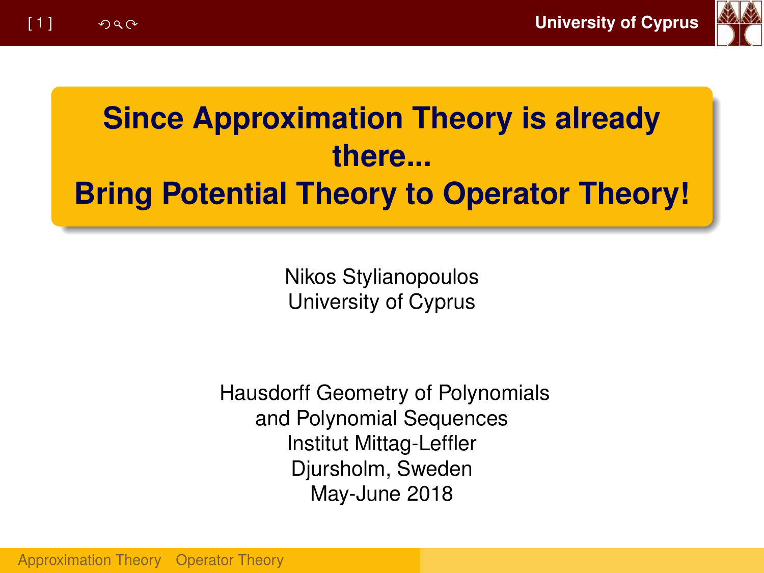# Since Approximation Theory is already there...
# Bring Potential Theory to Operator Theory!

Nikos Stylianopoulos
University of Cyprus

Hausdorff Geometry of Polynomials
and Polynomial Sequences
Institut Mittag-Leffler
Djursholm, Sweden
May-June 2018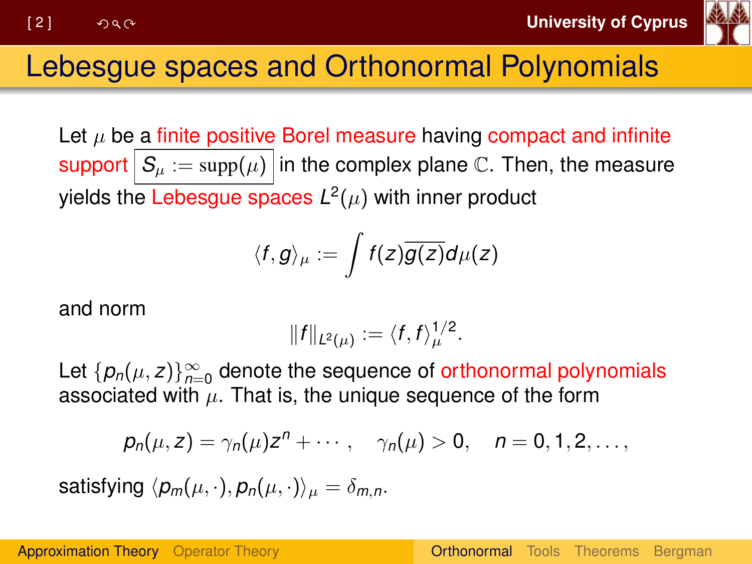# Lebesgue spaces and Orthonormal Polynomials

Let $\mu$ be a finite positive Borel measure having compact and infinite support $\boxed{S_\mu := \operatorname{supp}(\mu)}$ in the complex plane $\mathbb{C}$. Then, the measure yields the Lebesgue spaces $L^2(\mu)$ with inner product

$$\langle f, g \rangle_\mu := \int f(z)\overline{g(z)} d\mu(z)$$

and norm

$$\|f\|_{L^2(\mu)} := \langle f, f \rangle_\mu^{1/2}.$$

Let $\{p_n(\mu, z)\}_{n=0}^\infty$ denote the sequence of orthonormal polynomials associated with $\mu$. That is, the unique sequence of the form

$$p_n(\mu, z) = \gamma_n(\mu) z^n + \cdots, \quad \gamma_n(\mu) > 0, \quad n = 0, 1, 2, \ldots,$$

satisfying $\langle p_m(\mu, \cdot), p_n(\mu, \cdot) \rangle_\mu = \delta_{m,n}$.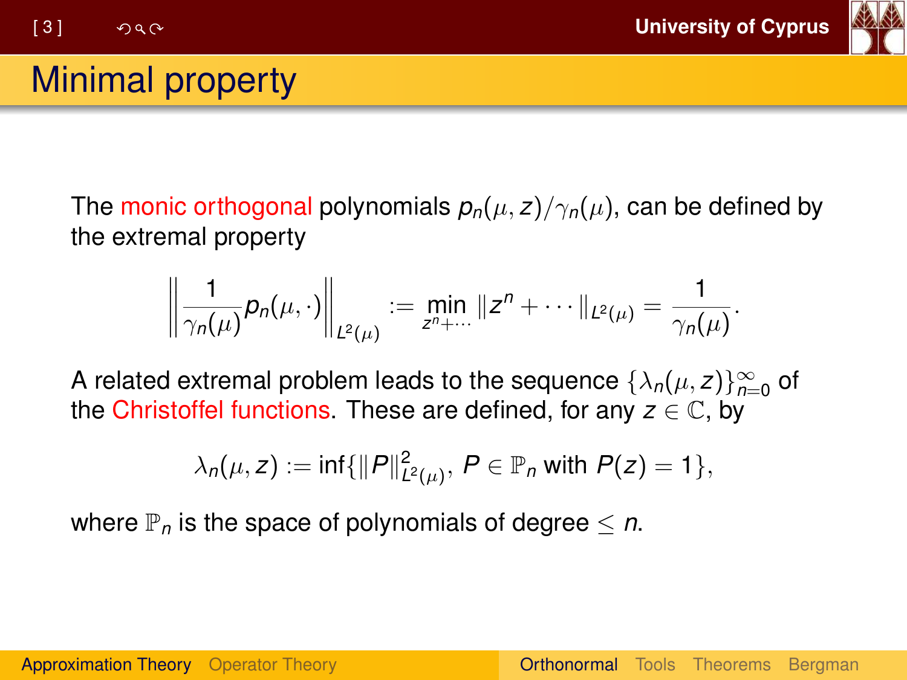# Minimal property

The monic orthogonal polynomials $p_n(\mu, z)/\gamma_n(\mu)$, can be defined by the extremal property

$$\left\| \frac{1}{\gamma_n(\mu)} p_n(\mu, \cdot) \right\|_{L^2(\mu)} := \min_{z^n + \cdots} \| z^n + \cdots \|_{L^2(\mu)} = \frac{1}{\gamma_n(\mu)}.$$

A related extremal problem leads to the sequence $\{\lambda_n(\mu, z)\}_{n=0}^{\infty}$ of the Christoffel functions. These are defined, for any $z \in \mathbb{C}$, by

$$\lambda_n(\mu, z) := \inf\{\|P\|^2_{L^2(\mu)},\ P \in \mathbb{P}_n \text{ with } P(z) = 1\},$$

where $\mathbb{P}_n$ is the space of polynomials of degree $\leq n$.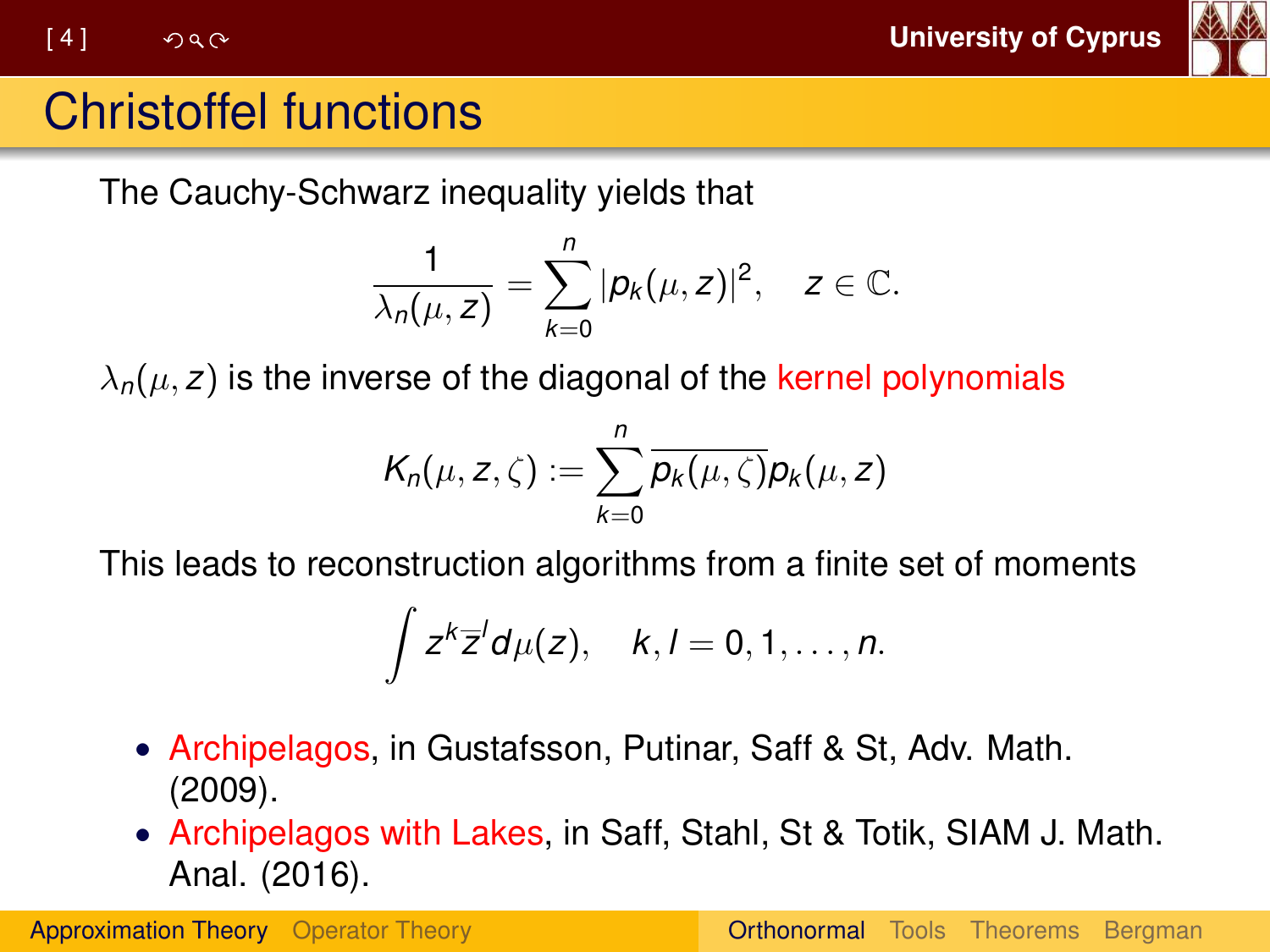# Christoffel functions

The Cauchy-Schwarz inequality yields that

$$\frac{1}{\lambda_n(\mu, z)} = \sum_{k=0}^{n} |p_k(\mu, z)|^2, \quad z \in \mathbb{C}.$$

$\lambda_n(\mu, z)$ is the inverse of the diagonal of the kernel polynomials

$$K_n(\mu, z, \zeta) := \sum_{k=0}^{n} \overline{p_k(\mu, \zeta)} p_k(\mu, z)$$

This leads to reconstruction algorithms from a finite set of moments

$$\int z^k \overline{z}^l d\mu(z), \quad k, l = 0, 1, \ldots, n.$$

- Archipelagos, in Gustafsson, Putinar, Saff & St, Adv. Math. (2009).
- Archipelagos with Lakes, in Saff, Stahl, St & Totik, SIAM J. Math. Anal. (2016).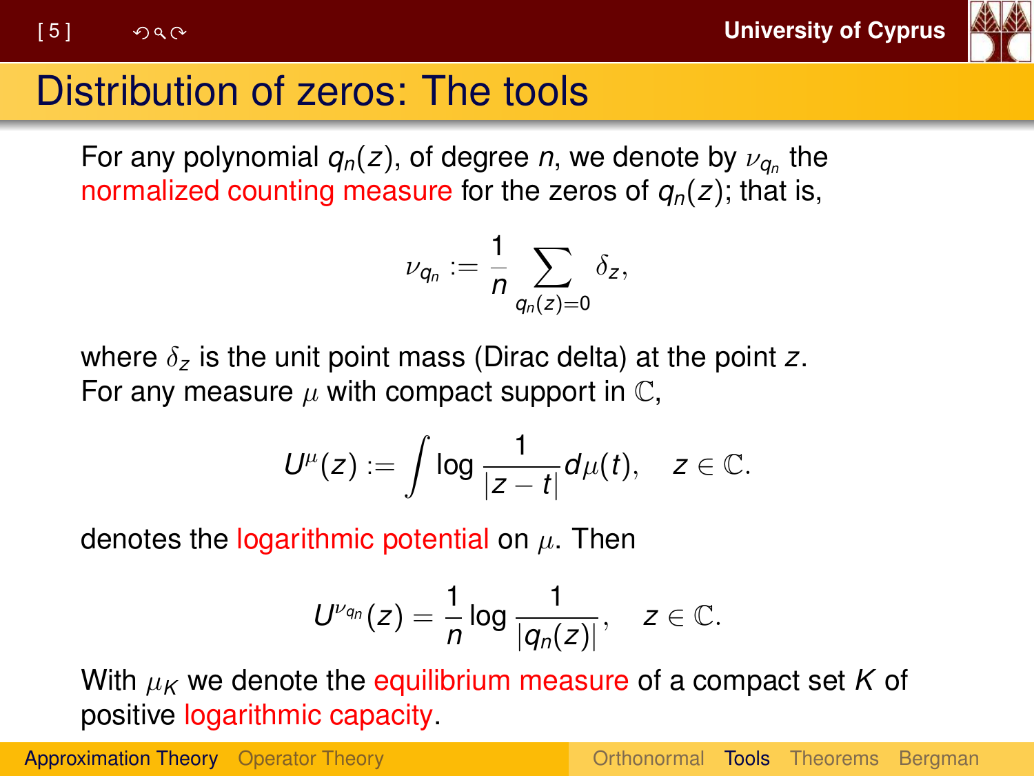# Distribution of zeros: The tools

For any polynomial $q_n(z)$, of degree $n$, we denote by $\nu_{q_n}$ the normalized counting measure for the zeros of $q_n(z)$; that is,

$$\nu_{q_n} := \frac{1}{n} \sum_{q_n(z)=0} \delta_z,$$

where $\delta_z$ is the unit point mass (Dirac delta) at the point $z$.
For any measure $\mu$ with compact support in $\mathbb{C}$,

$$U^{\mu}(z) := \int \log \frac{1}{|z-t|} d\mu(t), \quad z \in \mathbb{C}.$$

denotes the logarithmic potential on $\mu$. Then

$$U^{\nu_{q_n}}(z) = \frac{1}{n} \log \frac{1}{|q_n(z)|}, \quad z \in \mathbb{C}.$$

With $\mu_K$ we denote the equilibrium measure of a compact set $K$ of positive logarithmic capacity.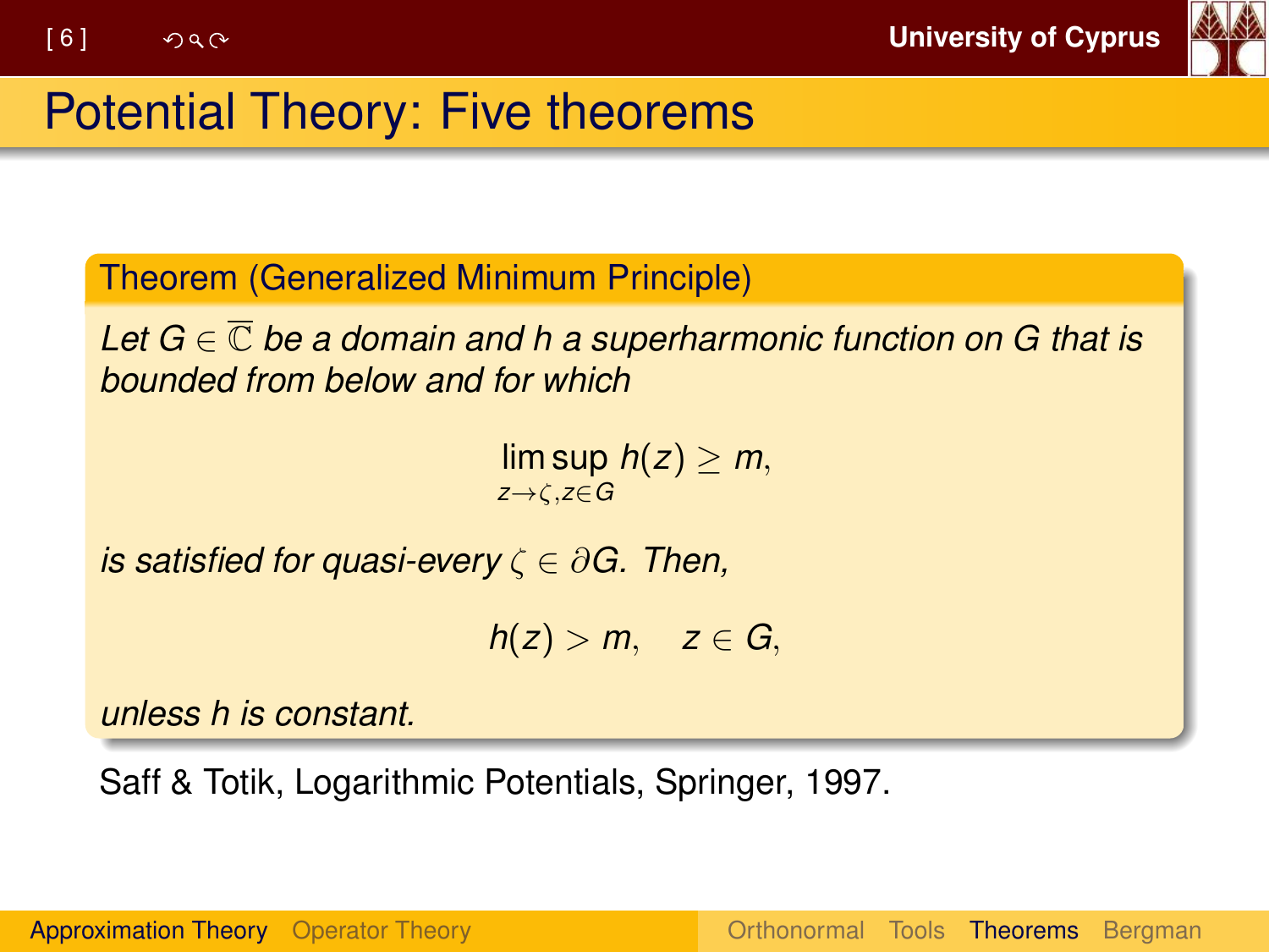# Potential Theory: Five theorems

**Theorem (Generalized Minimum Principle)**

*Let $G \in \overline{\mathbb{C}}$ be a domain and $h$ a superharmonic function on $G$ that is bounded from below and for which*

$$\limsup_{z \to \zeta, z \in G} h(z) \geq m,$$

*is satisfied for quasi-every $\zeta \in \partial G$. Then,*

$$h(z) > m, \quad z \in G,$$

*unless $h$ is constant.*

Saff & Totik, Logarithmic Potentials, Springer, 1997.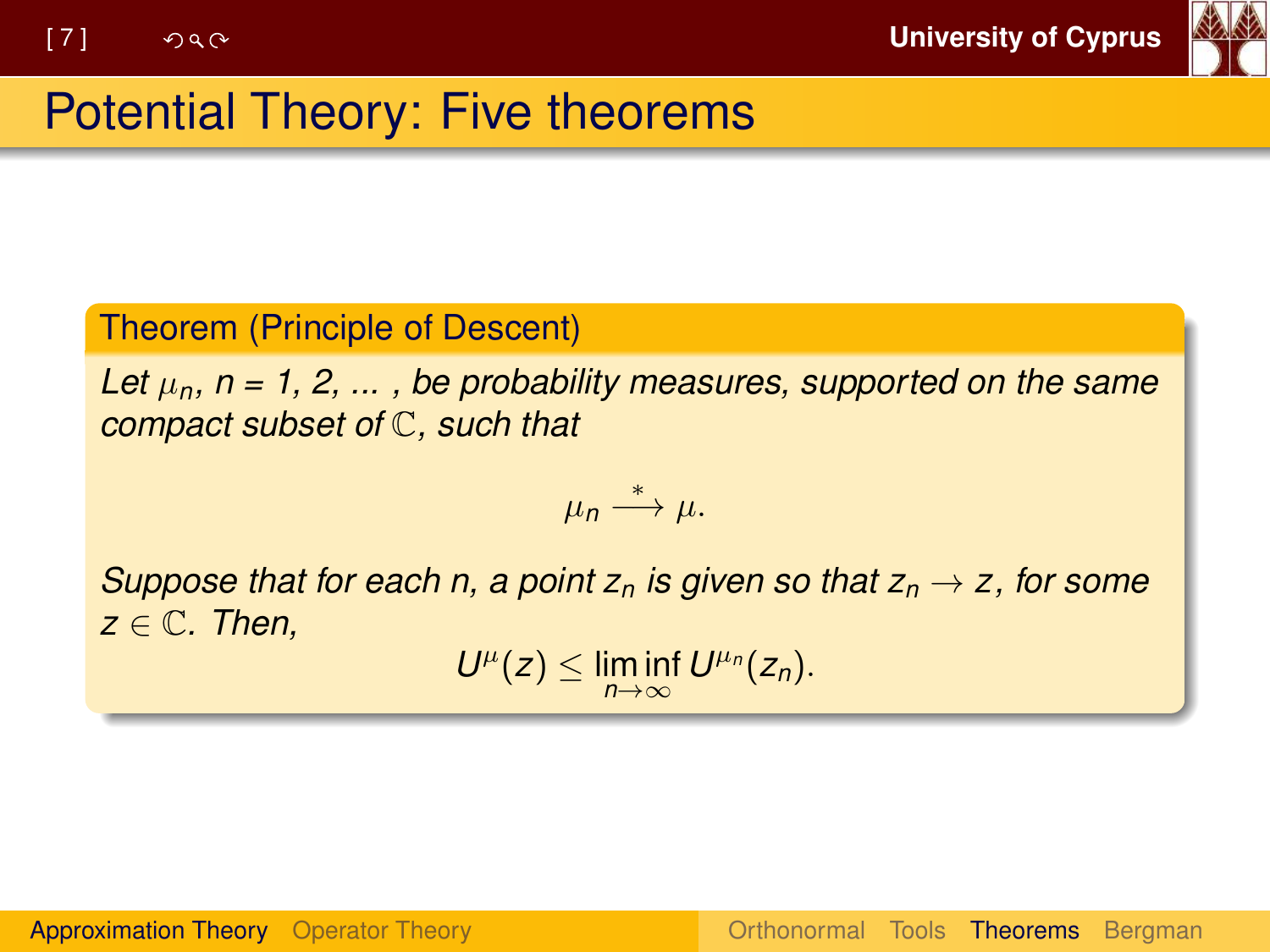# Potential Theory: Five theorems

**Theorem (Principle of Descent)**

*Let $\mu_n$, $n = 1, 2, \ldots$, be probability measures, supported on the same compact subset of $\mathbb{C}$, such that*

$$\mu_n \xrightarrow{*} \mu.$$

*Suppose that for each $n$, a point $z_n$ is given so that $z_n \to z$, for some $z \in \mathbb{C}$. Then,*

$$U^{\mu}(z) \leq \liminf_{n\to\infty} U^{\mu_n}(z_n).$$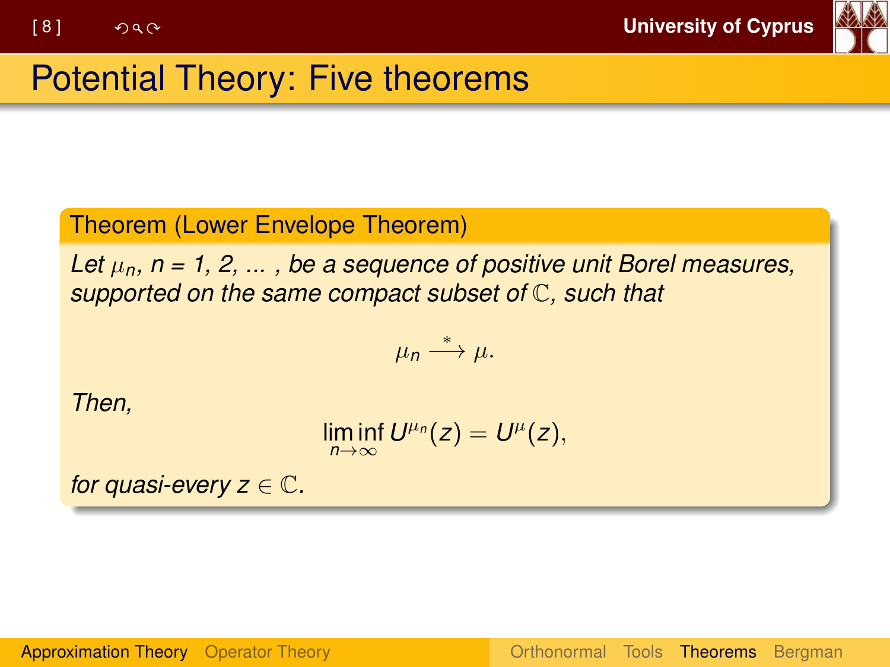# Potential Theory: Five theorems

**Theorem (Lower Envelope Theorem)**

*Let $\mu_n$, n = 1, 2, ... , be a sequence of positive unit Borel measures, supported on the same compact subset of $\mathbb{C}$, such that*

$$\mu_n \xrightarrow{*} \mu.$$

*Then,*

$$\liminf_{n\to\infty} U^{\mu_n}(z) = U^{\mu}(z),$$

*for quasi-every $z \in \mathbb{C}$.*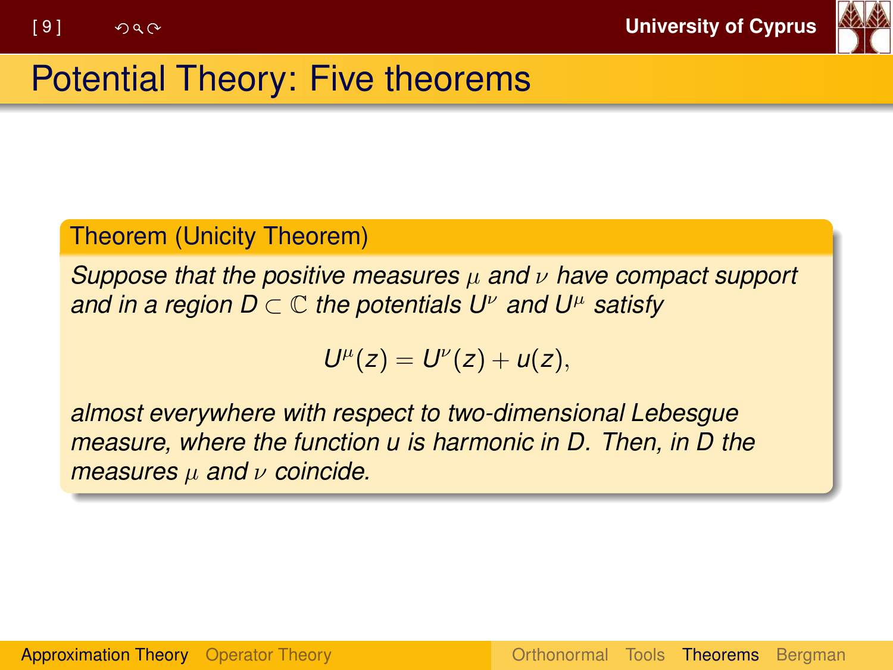# Potential Theory: Five theorems

**Theorem (Unicity Theorem)**

*Suppose that the positive measures $\mu$ and $\nu$ have compact support and in a region $D \subset \mathbb{C}$ the potentials $U^{\nu}$ and $U^{\mu}$ satisfy*

$$U^{\mu}(z) = U^{\nu}(z) + u(z),$$

*almost everywhere with respect to two-dimensional Lebesgue measure, where the function $u$ is harmonic in $D$. Then, in $D$ the measures $\mu$ and $\nu$ coincide.*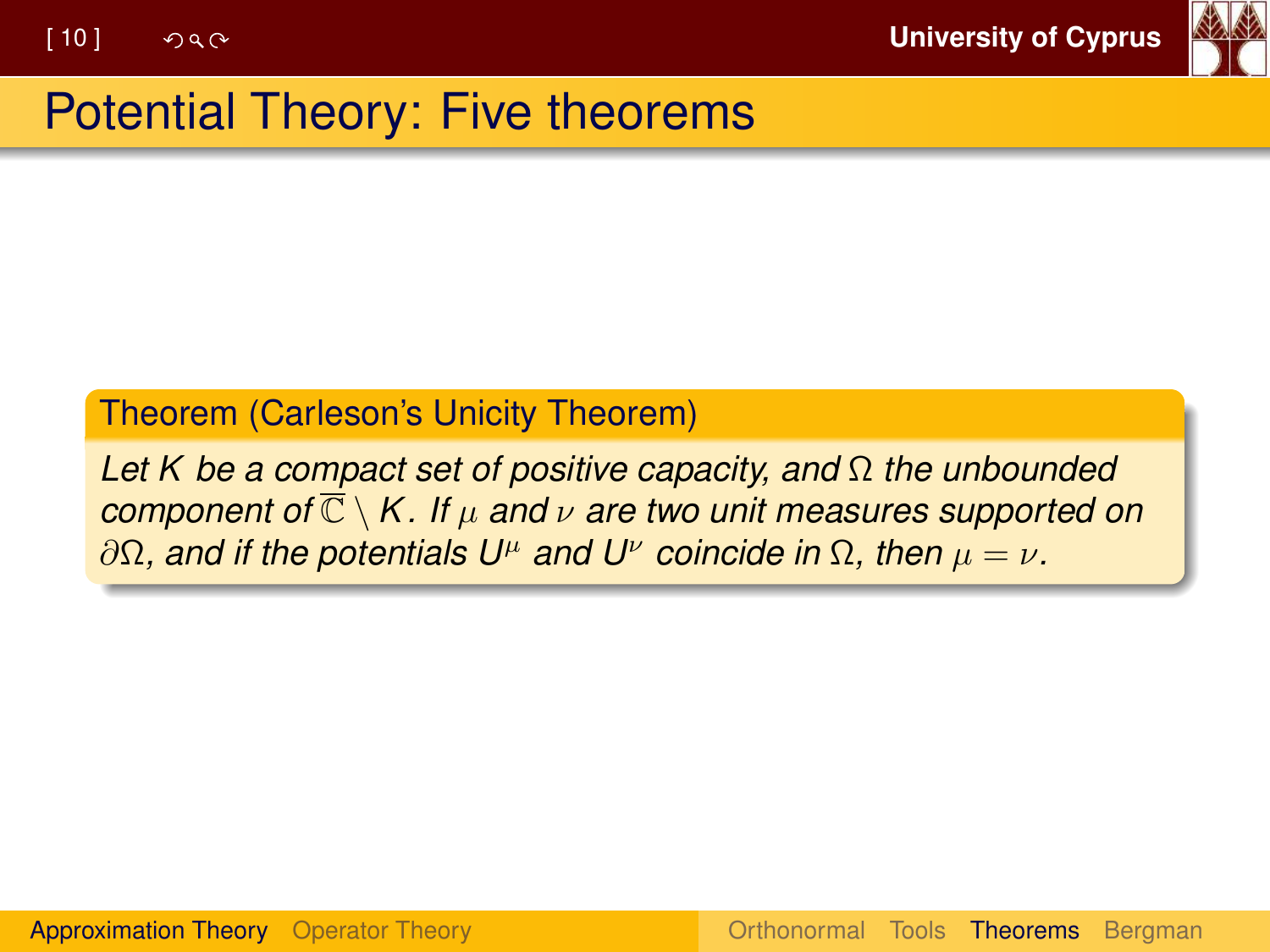# Potential Theory: Five theorems

**Theorem (Carleson's Unicity Theorem)**

*Let $K$ be a compact set of positive capacity, and $\Omega$ the unbounded component of $\overline{\mathbb{C}} \setminus K$. If $\mu$ and $\nu$ are two unit measures supported on $\partial\Omega$, and if the potentials $U^{\mu}$ and $U^{\nu}$ coincide in $\Omega$, then $\mu = \nu$.*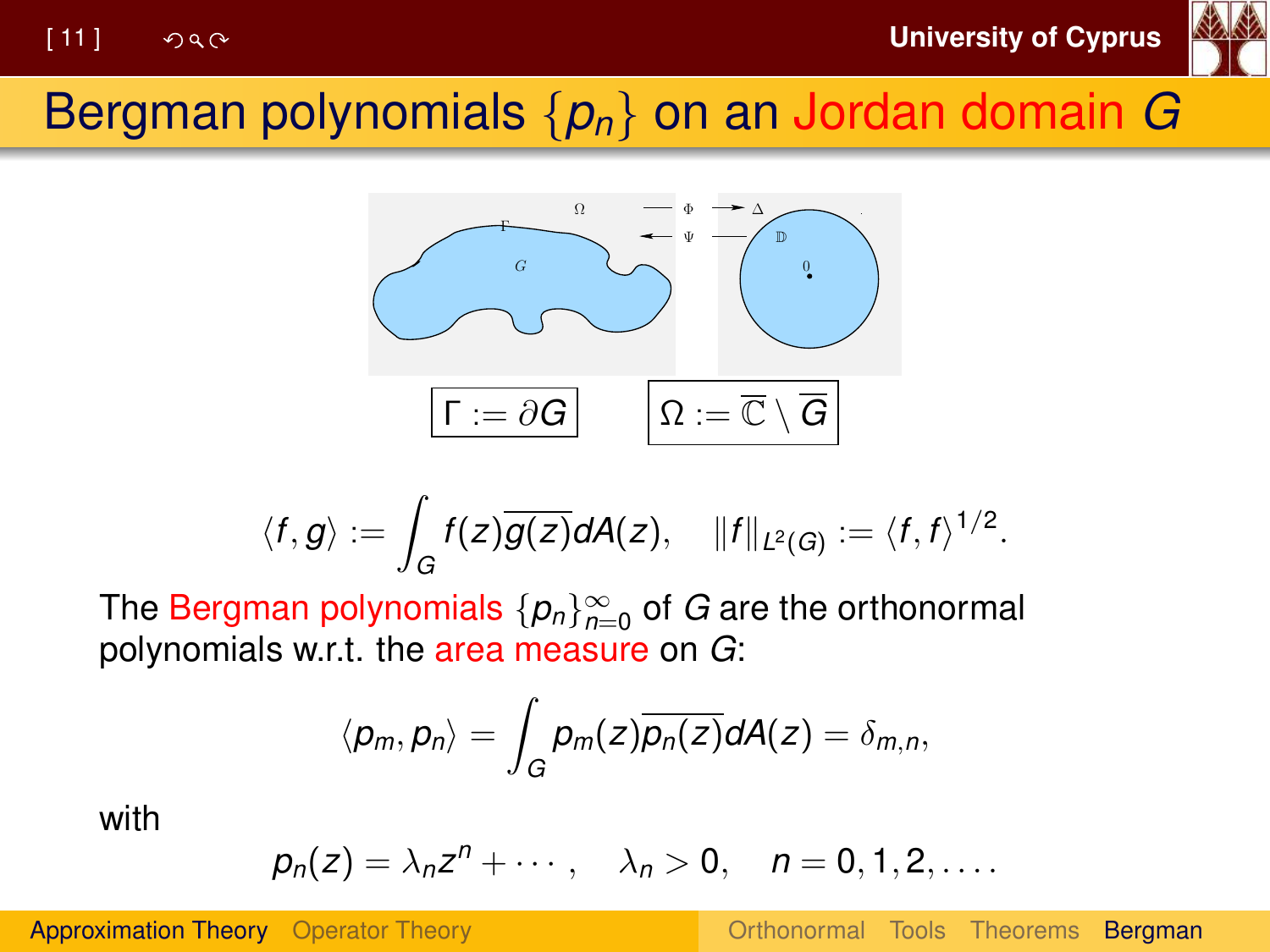# Bergman polynomials $\{p_n\}$ on an Jordan domain $G$

$\Gamma := \partial G$    $\Omega := \overline{\mathbb{C}} \setminus \overline{G}$

$$\langle f, g \rangle := \int_G f(z)\overline{g(z)}dA(z), \quad \|f\|_{L^2(G)} := \langle f, f \rangle^{1/2}.$$

The Bergman polynomials $\{p_n\}_{n=0}^{\infty}$ of $G$ are the orthonormal polynomials w.r.t. the area measure on $G$:

$$\langle p_m, p_n \rangle = \int_G p_m(z)\overline{p_n(z)}dA(z) = \delta_{m,n},$$

with

$$p_n(z) = \lambda_n z^n + \cdots, \quad \lambda_n > 0, \quad n = 0, 1, 2, \ldots.$$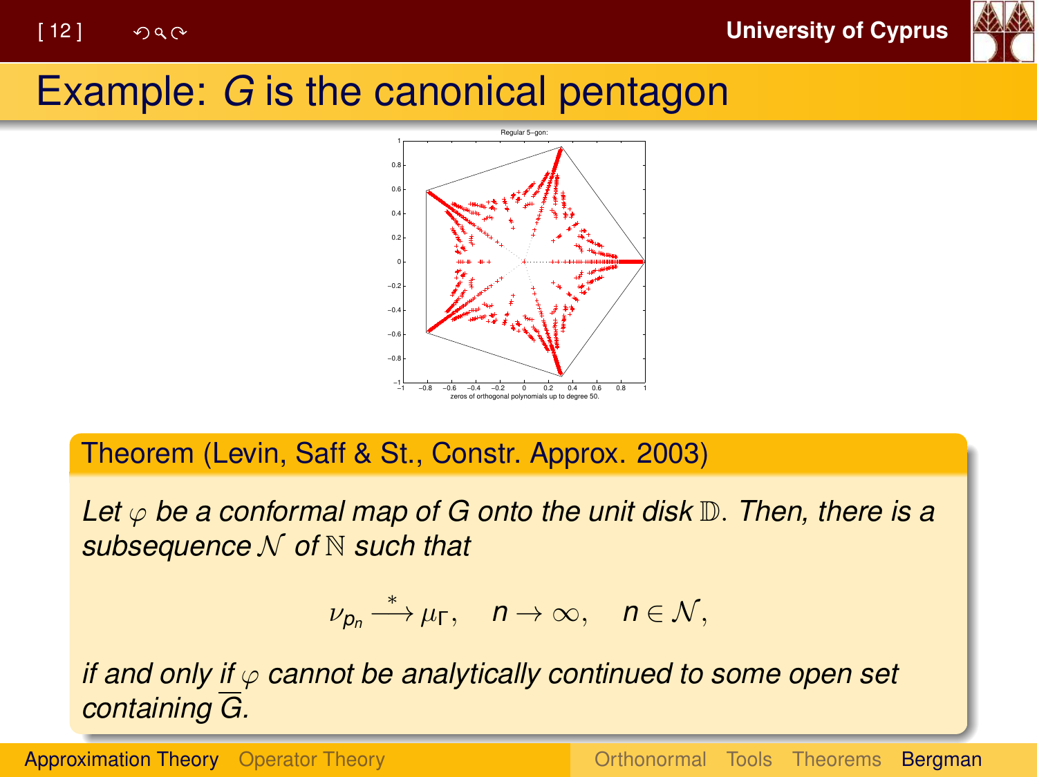# Example: $G$ is the canonical pentagon

Regular 5–gon:

zeros of orthogonal polynomials up to degree 50.

**Theorem (Levin, Saff & St., Constr. Approx. 2003)**

*Let $\varphi$ be a conformal map of $G$ onto the unit disk $\mathbb{D}$. Then, there is a subsequence $\mathcal{N}$ of $\mathbb{N}$ such that*

$$\nu_{p_n} \xrightarrow{*} \mu_\Gamma, \quad n \to \infty, \quad n \in \mathcal{N},$$

*if and only if $\varphi$ cannot be analytically continued to some open set containing $\overline{G}$.*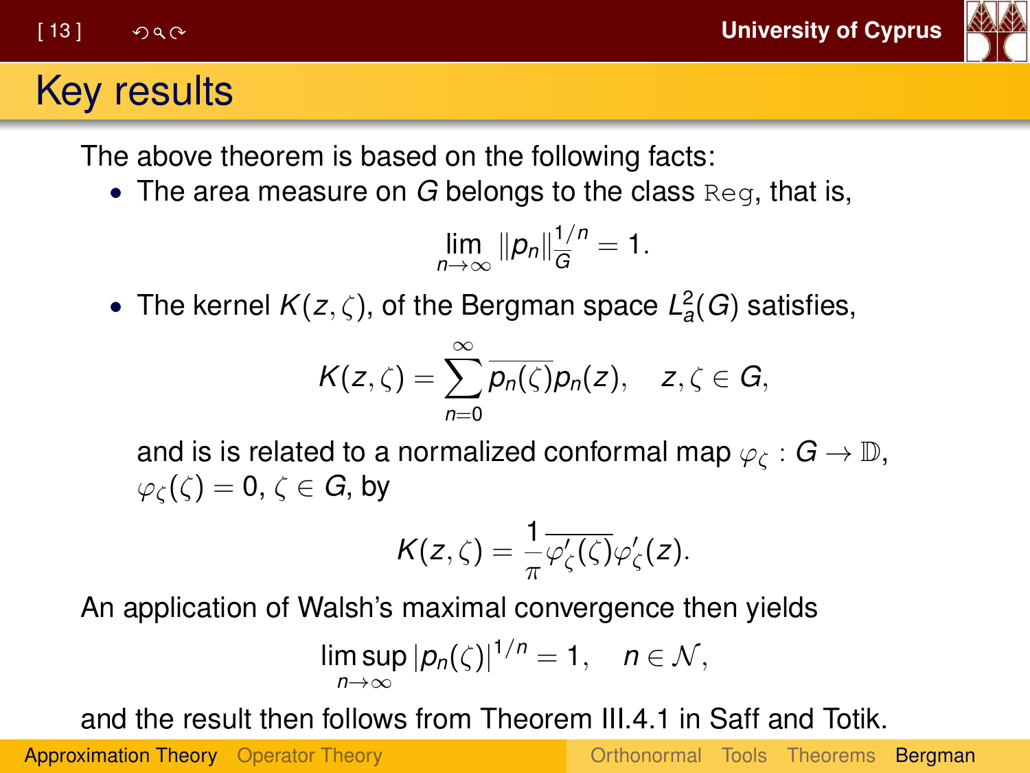# Key results

The above theorem is based on the following facts:

- The area measure on $G$ belongs to the class $\texttt{Reg}$, that is,

$$\lim_{n\to\infty} \|p_n\|_G^{1/n} = 1.$$

- The kernel $K(z,\zeta)$, of the Bergman space $L_a^2(G)$ satisfies,

$$K(z,\zeta) = \sum_{n=0}^{\infty} \overline{p_n(\zeta)} p_n(z), \quad z,\zeta \in G,$$

  and is is related to a normalized conformal map $\varphi_\zeta : G \to \mathbb{D}$, $\varphi_\zeta(\zeta) = 0$, $\zeta \in G$, by

$$K(z,\zeta) = \frac{1}{\pi} \overline{\varphi_\zeta'(\zeta)} \varphi_\zeta'(z).$$

An application of Walsh's maximal convergence then yields

$$\limsup_{n\to\infty} |p_n(\zeta)|^{1/n} = 1, \quad n \in \mathcal{N},$$

and the result then follows from Theorem III.4.1 in Saff and Totik.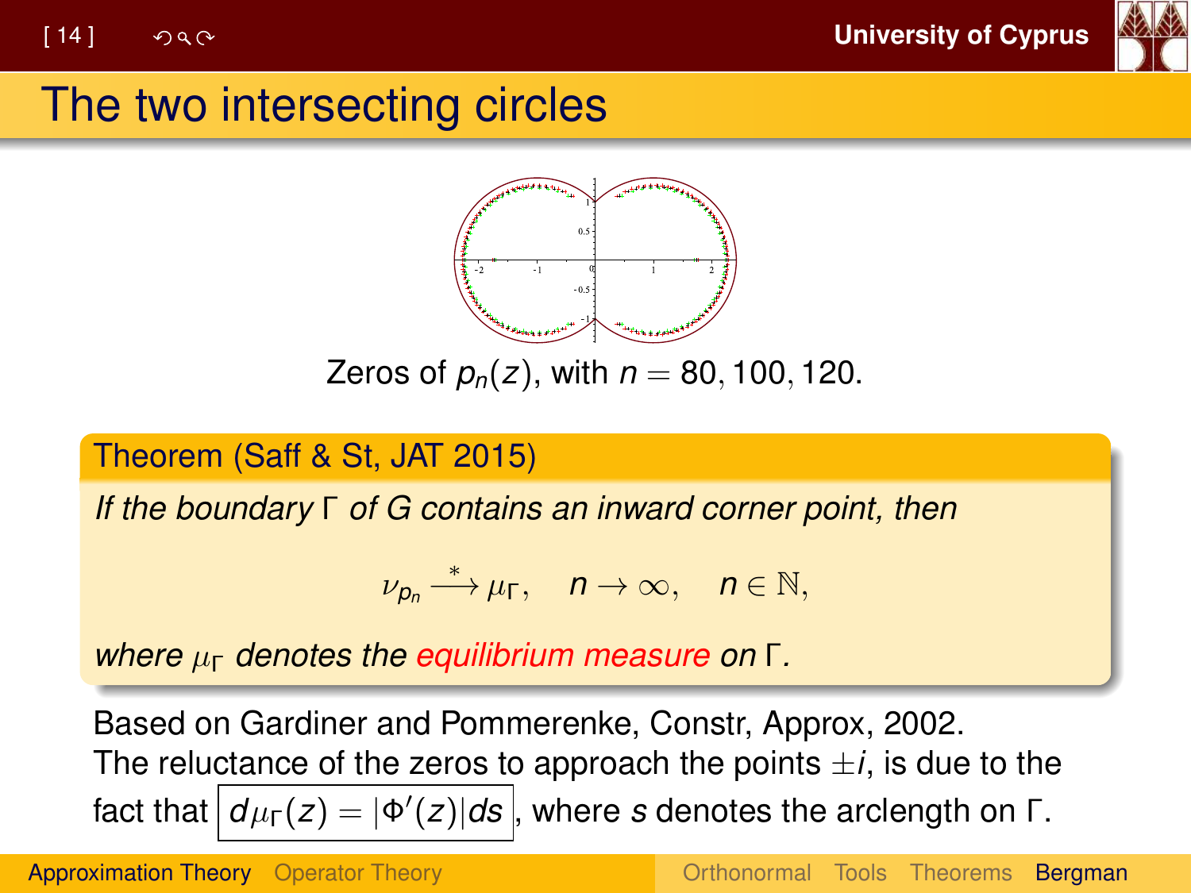# The two intersecting circles

Zeros of $p_n(z)$, with $n = 80, 100, 120$.

**Theorem (Saff & St, JAT 2015)**

*If the boundary $\Gamma$ of $G$ contains an inward corner point, then*

$$\nu_{p_n} \xrightarrow{*} \mu_\Gamma, \quad n \to \infty, \quad n \in \mathbb{N},$$

*where $\mu_\Gamma$ denotes the equilibrium measure on $\Gamma$.*

Based on Gardiner and Pommerenke, Constr, Approx, 2002.
The reluctance of the zeros to approach the points $\pm i$, is due to the fact that $d\mu_\Gamma(z) = |\Phi'(z)|ds$, where $s$ denotes the arclength on $\Gamma$.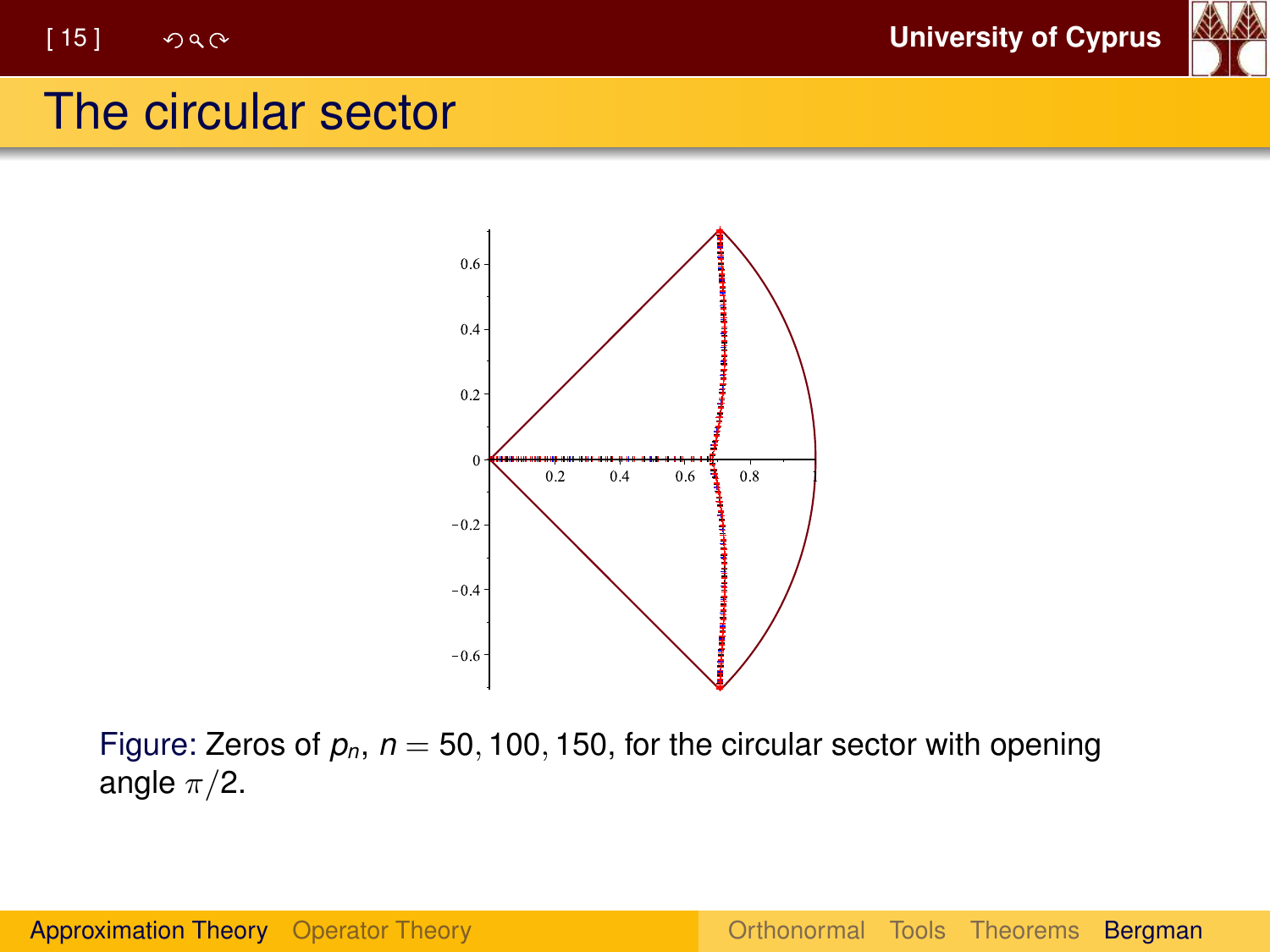# The circular sector

Figure: Zeros of $p_n$, $n = 50, 100, 150$, for the circular sector with opening angle $\pi/2$.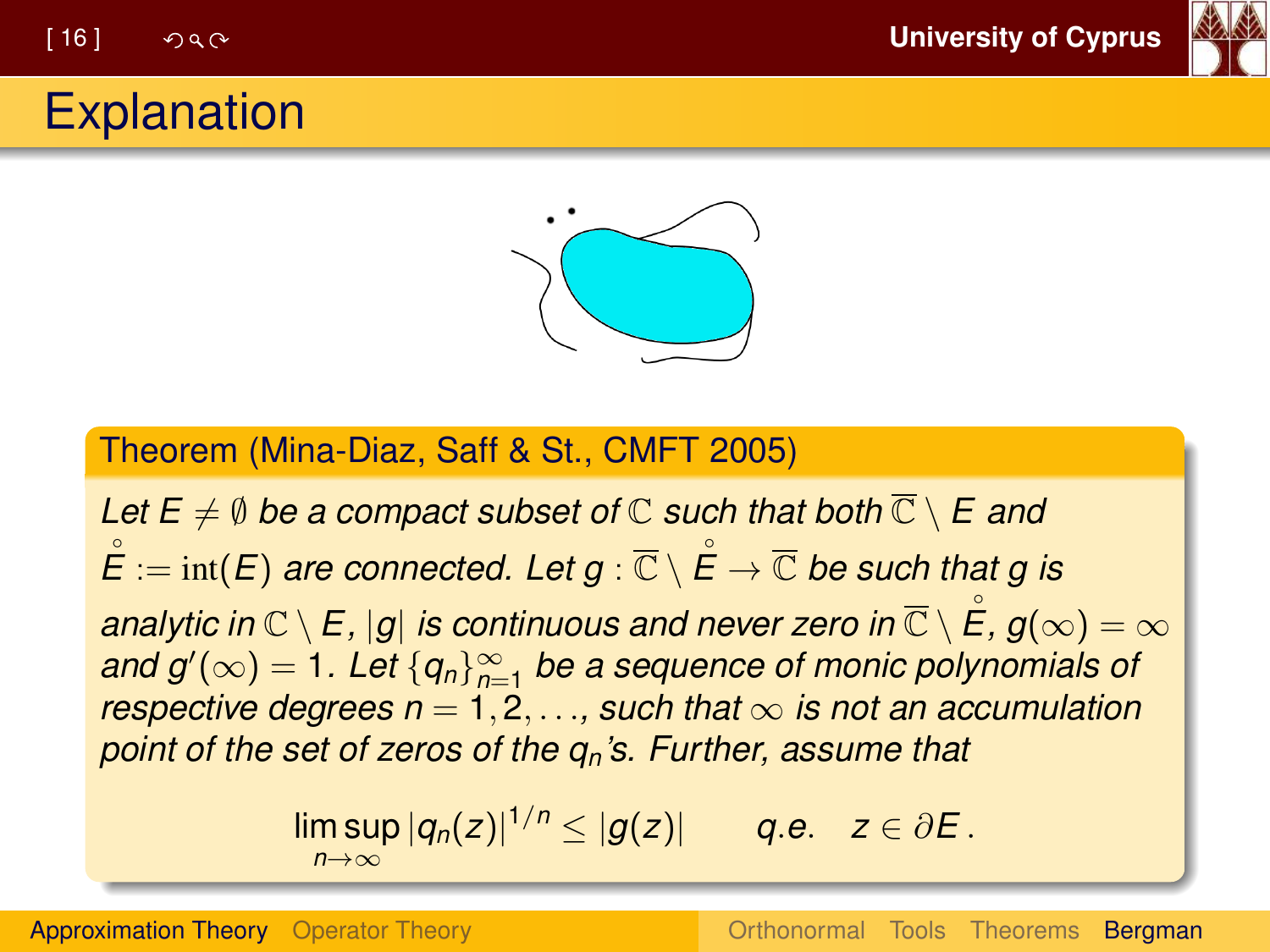# Explanation

**Theorem (Mina-Diaz, Saff & St., CMFT 2005)**

*Let $E \neq \emptyset$ be a compact subset of $\mathbb{C}$ such that both $\overline{\mathbb{C}} \setminus E$ and $\overset{\circ}{E} := \mathrm{int}(E)$ are connected. Let $g : \overline{\mathbb{C}} \setminus \overset{\circ}{E} \to \overline{\mathbb{C}}$ be such that $g$ is analytic in $\mathbb{C} \setminus E$, $|g|$ is continuous and never zero in $\overline{\mathbb{C}} \setminus \overset{\circ}{E}$, $g(\infty) = \infty$ and $g'(\infty) = 1$. Let $\{q_n\}_{n=1}^{\infty}$ be a sequence of monic polynomials of respective degrees $n = 1, 2, \ldots$, such that $\infty$ is not an accumulation point of the set of zeros of the $q_n$'s. Further, assume that*

$$\limsup_{n\to\infty} |q_n(z)|^{1/n} \leq |g(z)| \qquad q.e. \quad z \in \partial E\,.$$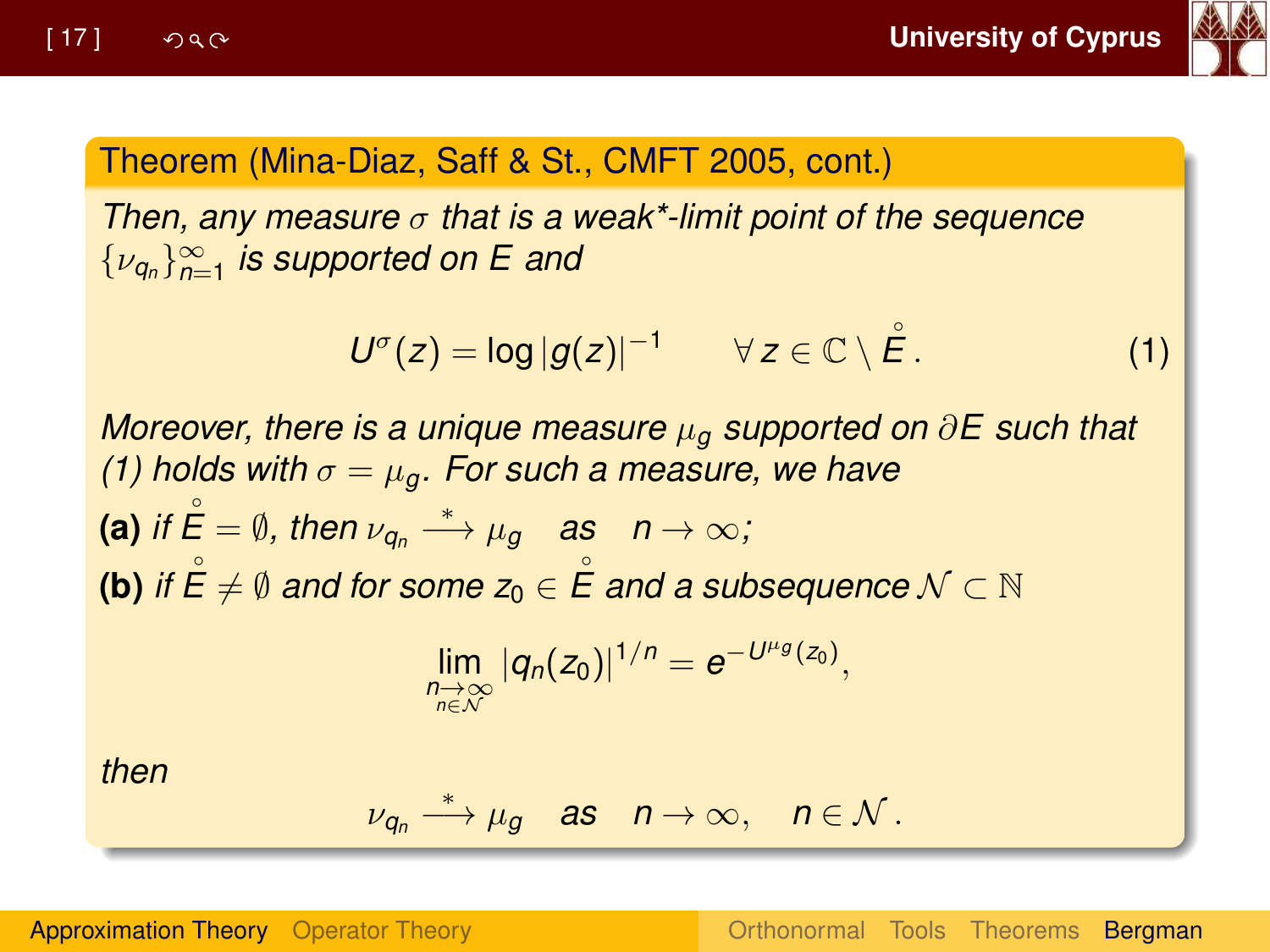**Theorem (Mina-Diaz, Saff & St., CMFT 2005, cont.)**

*Then, any measure $\sigma$ that is a weak\*-limit point of the sequence $\{\nu_{q_n}\}_{n=1}^{\infty}$ is supported on $E$ and*

$$U^{\sigma}(z) = \log|g(z)|^{-1} \qquad \forall\, z \in \mathbb{C} \setminus \mathring{E}\,. \tag{1}$$

*Moreover, there is a unique measure $\mu_g$ supported on $\partial E$ such that (1) holds with $\sigma = \mu_g$. For such a measure, we have*

**(a)** *if $\mathring{E} = \emptyset$, then $\nu_{q_n} \xrightarrow{*} \mu_g$ as $n \to \infty$;*

**(b)** *if $\mathring{E} \neq \emptyset$ and for some $z_0 \in \mathring{E}$ and a subsequence $\mathcal{N} \subset \mathbb{N}$*

$$\lim_{\substack{n\to\infty \\ n\in\mathcal{N}}} |q_n(z_0)|^{1/n} = e^{-U^{\mu_g}(z_0)},$$

*then*

$$\nu_{q_n} \xrightarrow{*} \mu_g \quad \text{as} \quad n \to \infty, \quad n \in \mathcal{N}\,.$$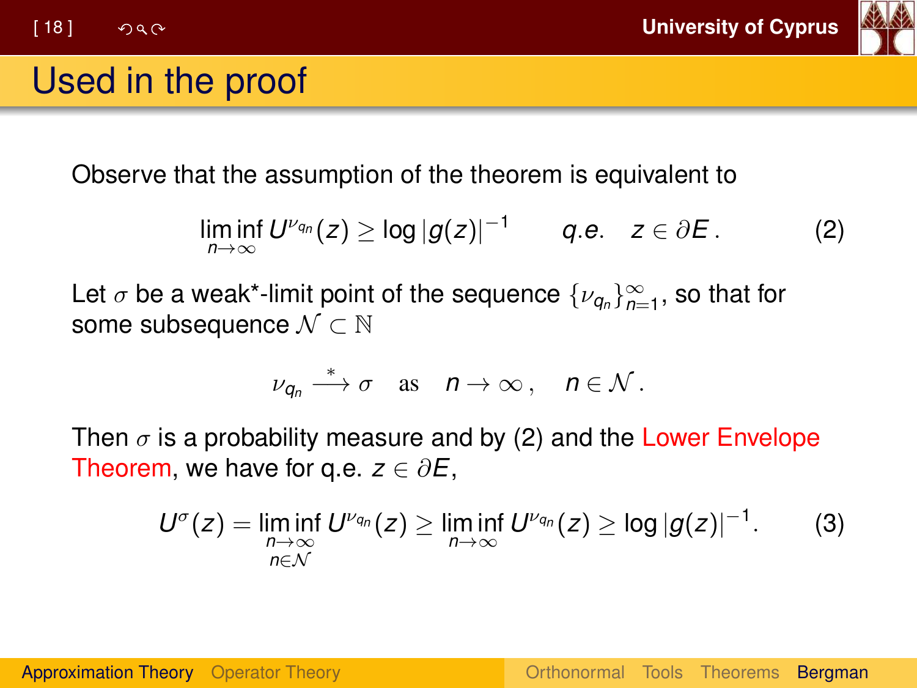# Used in the proof

Observe that the assumption of the theorem is equivalent to

$$\liminf_{n\to\infty} U^{\nu_{q_n}}(z) \geq \log|g(z)|^{-1} \qquad q.e. \quad z \in \partial E\,. \tag{2}$$

Let $\sigma$ be a weak*-limit point of the sequence $\{\nu_{q_n}\}_{n=1}^{\infty}$, so that for some subsequence $\mathcal{N} \subset \mathbb{N}$

$$\nu_{q_n} \xrightarrow{\ *\ } \sigma \quad \text{as} \quad n \to \infty\,, \quad n \in \mathcal{N}\,.$$

Then $\sigma$ is a probability measure and by (2) and the Lower Envelope Theorem, we have for q.e. $z \in \partial E$,

$$U^{\sigma}(z) = \liminf_{\substack{n\to\infty \\ n\in\mathcal{N}}} U^{\nu_{q_n}}(z) \geq \liminf_{n\to\infty} U^{\nu_{q_n}}(z) \geq \log|g(z)|^{-1}. \tag{3}$$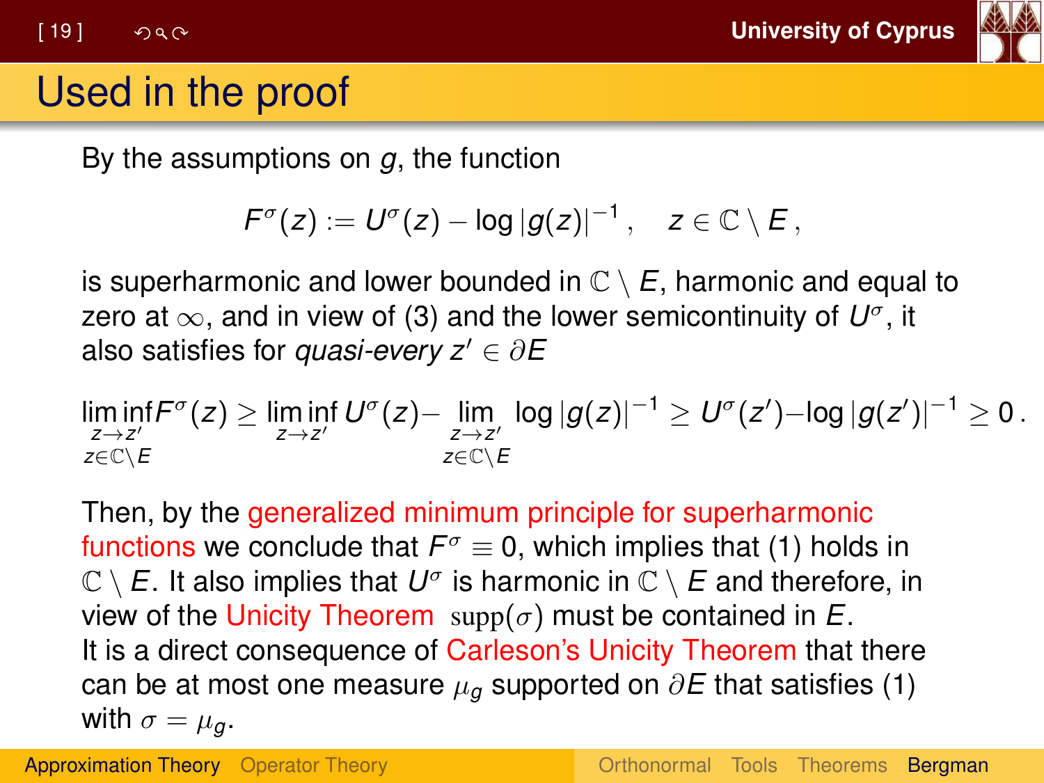# Used in the proof

By the assumptions on $g$, the function

$$F^\sigma(z) := U^\sigma(z) - \log|g(z)|^{-1}, \quad z \in \mathbb{C} \setminus E,$$

is superharmonic and lower bounded in $\mathbb{C} \setminus E$, harmonic and equal to zero at $\infty$, and in view of (3) and the lower semicontinuity of $U^\sigma$, it also satisfies for *quasi-every* $z' \in \partial E$

$$\liminf_{\substack{z \to z' \\ z \in \mathbb{C}\setminus E}} F^\sigma(z) \geq \liminf_{z \to z'} U^\sigma(z) - \lim_{\substack{z \to z' \\ z \in \mathbb{C}\setminus E}} \log|g(z)|^{-1} \geq U^\sigma(z') - \log|g(z')|^{-1} \geq 0 .$$

Then, by the generalized minimum principle for superharmonic functions we conclude that $F^\sigma \equiv 0$, which implies that (1) holds in $\mathbb{C} \setminus E$. It also implies that $U^\sigma$ is harmonic in $\mathbb{C} \setminus E$ and therefore, in view of the Unicity Theorem $\mathrm{supp}(\sigma)$ must be contained in $E$.
It is a direct consequence of Carleson's Unicity Theorem that there can be at most one measure $\mu_g$ supported on $\partial E$ that satisfies (1) with $\sigma = \mu_g$.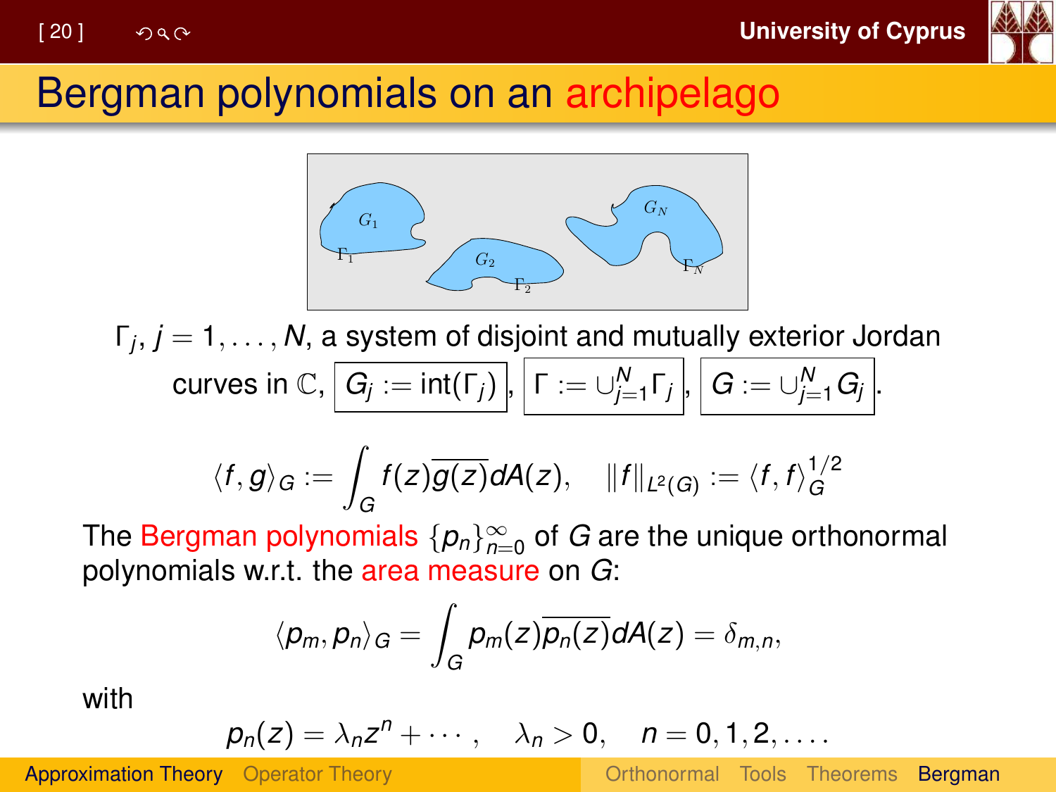# Bergman polynomials on an archipelago

$\Gamma_j$, $j = 1, \dots, N$, a system of disjoint and mutually exterior Jordan curves in $\mathbb{C}$, $G_j := \text{int}(\Gamma_j)$, $\Gamma := \cup_{j=1}^N \Gamma_j$, $G := \cup_{j=1}^N G_j$.

$$\langle f, g \rangle_G := \int_G f(z)\overline{g(z)} dA(z), \quad \|f\|_{L^2(G)} := \langle f, f \rangle_G^{1/2}$$

The Bergman polynomials $\{p_n\}_{n=0}^\infty$ of $G$ are the unique orthonormal polynomials w.r.t. the area measure on $G$:

$$\langle p_m, p_n \rangle_G = \int_G p_m(z)\overline{p_n(z)} dA(z) = \delta_{m,n},$$

with

$$p_n(z) = \lambda_n z^n + \cdots, \quad \lambda_n > 0, \quad n = 0, 1, 2, \dots.$$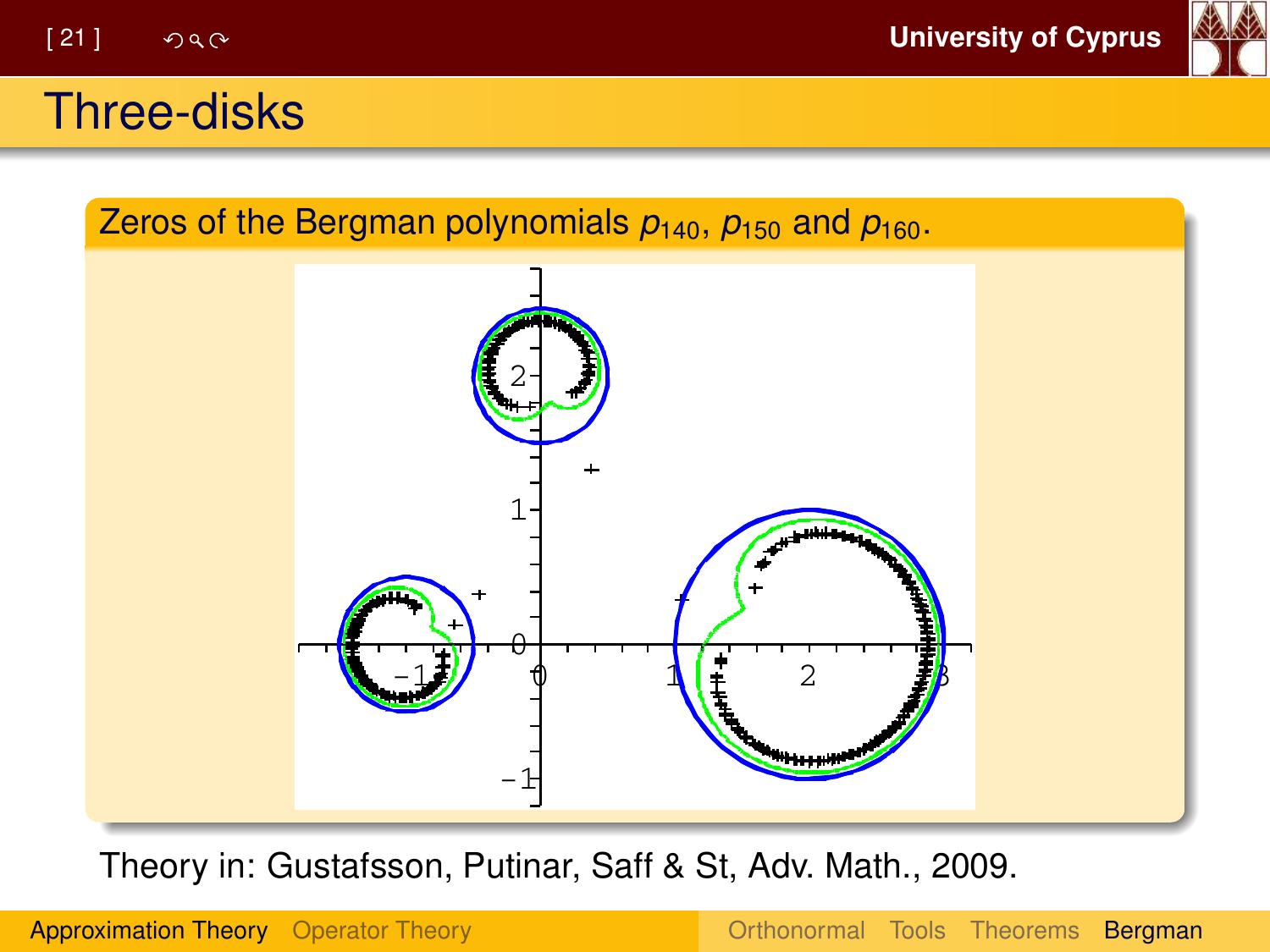# Three-disks

**Zeros of the Bergman polynomials $p_{140}$, $p_{150}$ and $p_{160}$.**

Theory in: Gustafsson, Putinar, Saff & St, Adv. Math., 2009.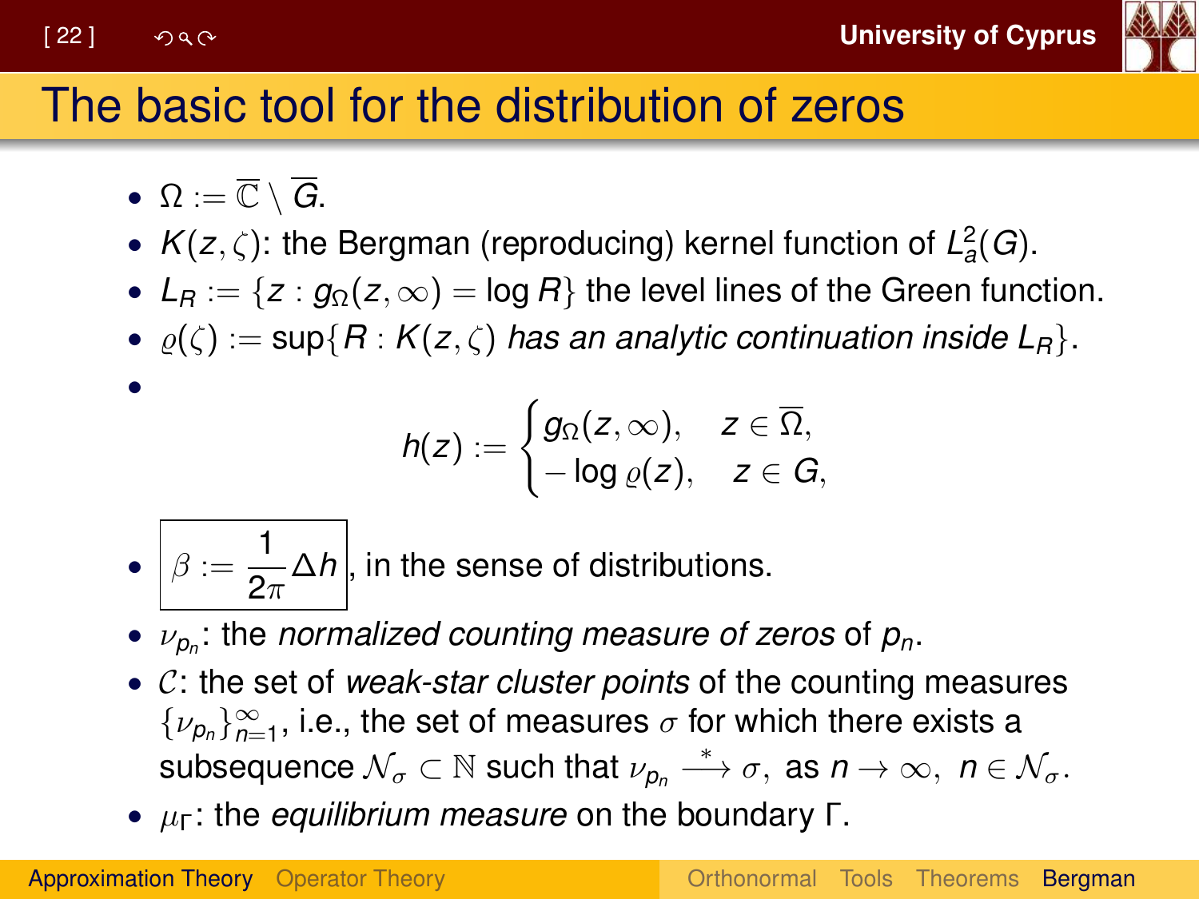# The basic tool for the distribution of zeros

- $\Omega := \overline{\mathbb{C}} \setminus \overline{G}$.
- $K(z,\zeta)$: the Bergman (reproducing) kernel function of $L_a^2(G)$.
- $L_R := \{z : g_\Omega(z,\infty) = \log R\}$ the level lines of the Green function.
- $\varrho(\zeta) := \sup\{R : K(z,\zeta)$ *has an analytic continuation inside* $L_R\}$.
- $$h(z) := \begin{cases} g_\Omega(z,\infty), & z \in \overline{\Omega}, \\ -\log \varrho(z), & z \in G, \end{cases}$$
- $\boxed{\beta := \frac{1}{2\pi}\Delta h}$, in the sense of distributions.
- $\nu_{p_n}$: the *normalized counting measure of zeros* of $p_n$.
- $\mathcal{C}$: the set of *weak-star cluster points* of the counting measures $\{\nu_{p_n}\}_{n=1}^{\infty}$, i.e., the set of measures $\sigma$ for which there exists a subsequence $\mathcal{N}_\sigma \subset \mathbb{N}$ such that $\nu_{p_n} \xrightarrow{*} \sigma$, as $n \to \infty$, $n \in \mathcal{N}_\sigma$.
- $\mu_\Gamma$: the *equilibrium measure* on the boundary $\Gamma$.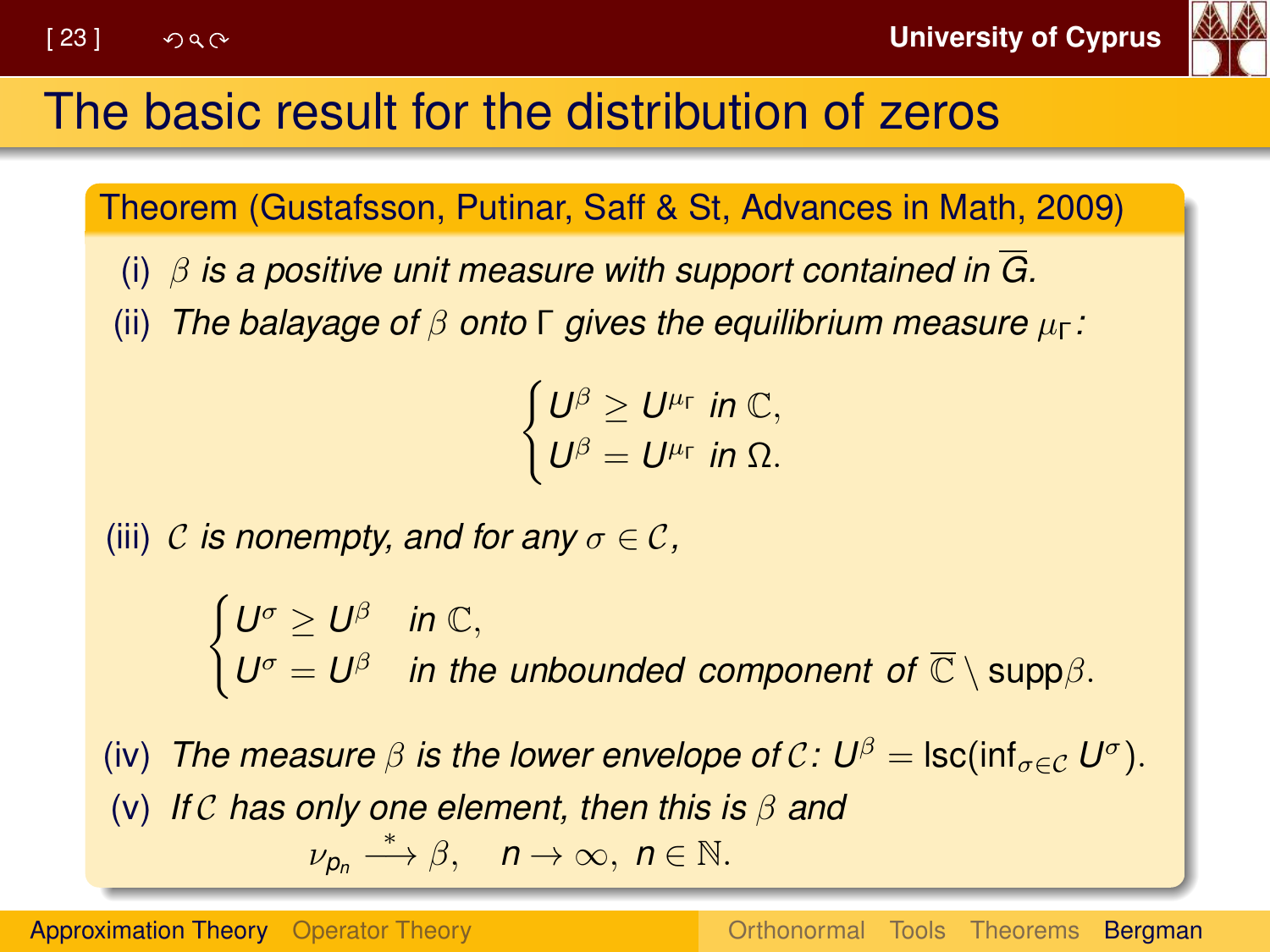# The basic result for the distribution of zeros

**Theorem (Gustafsson, Putinar, Saff & St, Advances in Math, 2009)**

(i) *$\beta$ is a positive unit measure with support contained in $\overline{G}$.*

(ii) *The balayage of $\beta$ onto $\Gamma$ gives the equilibrium measure $\mu_\Gamma$:*

$$\begin{cases} U^\beta \geq U^{\mu_\Gamma} \text{ in } \mathbb{C}, \\ U^\beta = U^{\mu_\Gamma} \text{ in } \Omega. \end{cases}$$

(iii) *$\mathcal{C}$ is nonempty, and for any $\sigma \in \mathcal{C}$,*

$$\begin{cases} U^\sigma \geq U^\beta & \text{in } \mathbb{C}, \\ U^\sigma = U^\beta & \text{in the unbounded component of } \overline{\mathbb{C}} \setminus \operatorname{supp}\beta. \end{cases}$$

(iv) *The measure $\beta$ is the lower envelope of $\mathcal{C}$: $U^\beta = \operatorname{lsc}(\inf_{\sigma\in\mathcal{C}} U^\sigma)$.*

(v) *If $\mathcal{C}$ has only one element, then this is $\beta$ and*

$$\nu_{p_n} \xrightarrow{*} \beta, \quad n \to \infty,\ n \in \mathbb{N}.$$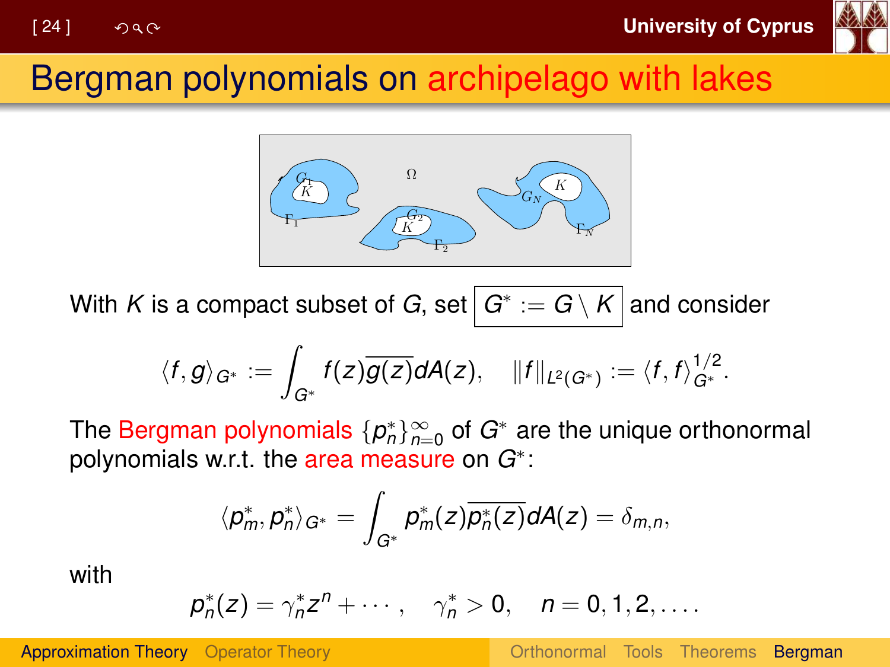# Bergman polynomials on archipelago with lakes

With $K$ is a compact subset of $G$, set $\boxed{G^* := G \setminus K}$ and consider

$$\langle f, g\rangle_{G^*} := \int_{G^*} f(z)\overline{g(z)}dA(z), \quad \|f\|_{L^2(G^*)} := \langle f, f\rangle_{G^*}^{1/2}.$$

The Bergman polynomials $\{p_n^*\}_{n=0}^{\infty}$ of $G^*$ are the unique orthonormal polynomials w.r.t. the area measure on $G^*$:

$$\langle p_m^*, p_n^*\rangle_{G^*} = \int_{G^*} p_m^*(z)\overline{p_n^*(z)}dA(z) = \delta_{m,n},$$

with

$$p_n^*(z) = \gamma_n^* z^n + \cdots, \quad \gamma_n^* > 0, \quad n = 0, 1, 2, \ldots.$$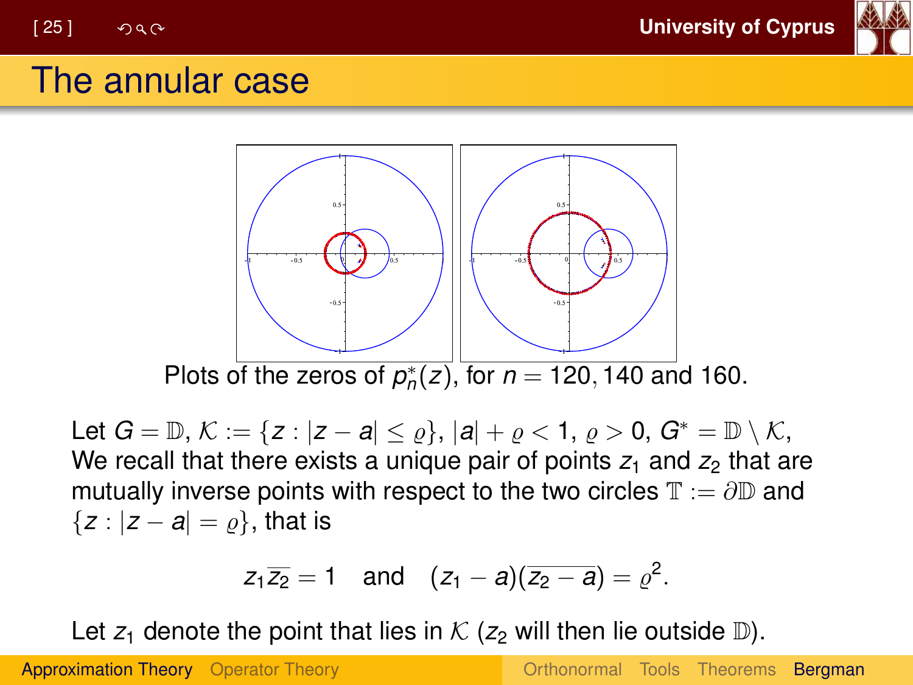# The annular case

Plots of the zeros of $p_n^*(z)$, for $n = 120, 140$ and $160$.

Let $G = \mathbb{D}$, $\mathcal{K} := \{z : |z - a| \leq \varrho\}$, $|a| + \varrho < 1$, $\varrho > 0$, $G^* = \mathbb{D} \setminus \mathcal{K}$, We recall that there exists a unique pair of points $z_1$ and $z_2$ that are mutually inverse points with respect to the two circles $\mathbb{T} := \partial\mathbb{D}$ and $\{z : |z - a| = \varrho\}$, that is

$$z_1\overline{z_2} = 1 \quad \text{and} \quad (z_1 - a)(\overline{z_2 - a}) = \varrho^2.$$

Let $z_1$ denote the point that lies in $\mathcal{K}$ ($z_2$ will then lie outside $\mathbb{D}$).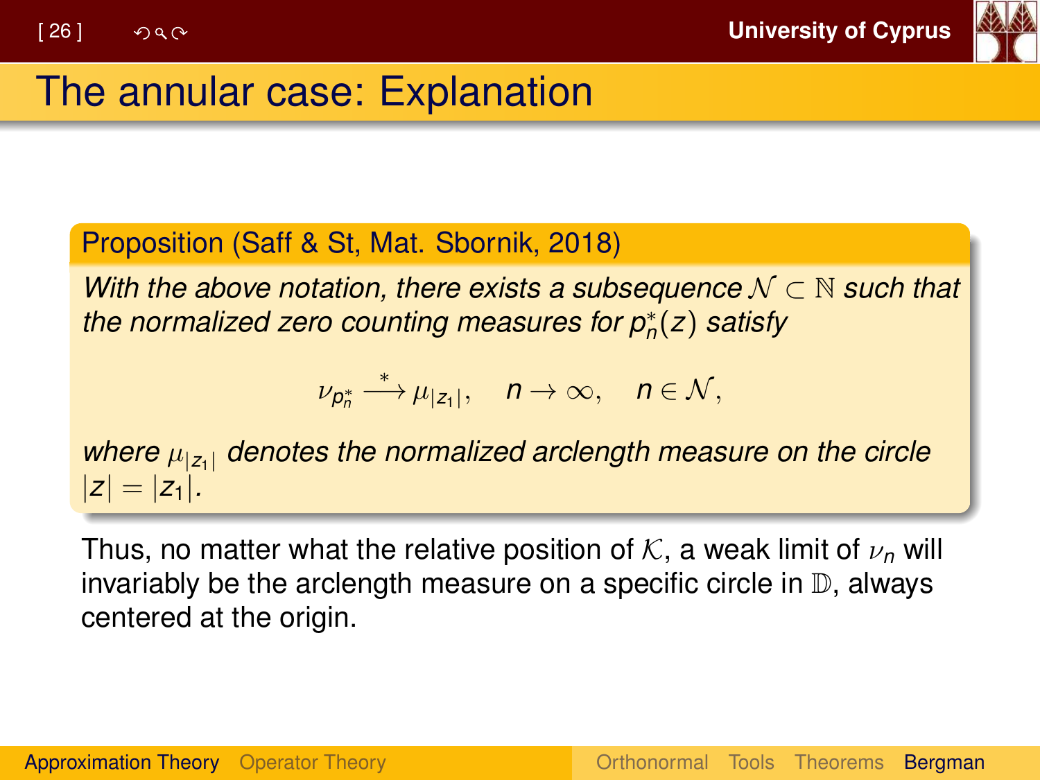# The annular case: Explanation

**Proposition (Saff & St, Mat. Sbornik, 2018)**

*With the above notation, there exists a subsequence $\mathcal{N} \subset \mathbb{N}$ such that the normalized zero counting measures for $p_n^*(z)$ satisfy*

$$\nu_{p_n^*} \xrightarrow{*} \mu_{|z_1|}, \quad n \to \infty, \quad n \in \mathcal{N},$$

*where $\mu_{|z_1|}$ denotes the normalized arclength measure on the circle $|z| = |z_1|$.*

Thus, no matter what the relative position of $\mathcal{K}$, a weak limit of $\nu_n$ will invariably be the arclength measure on a specific circle in $\mathbb{D}$, always centered at the origin.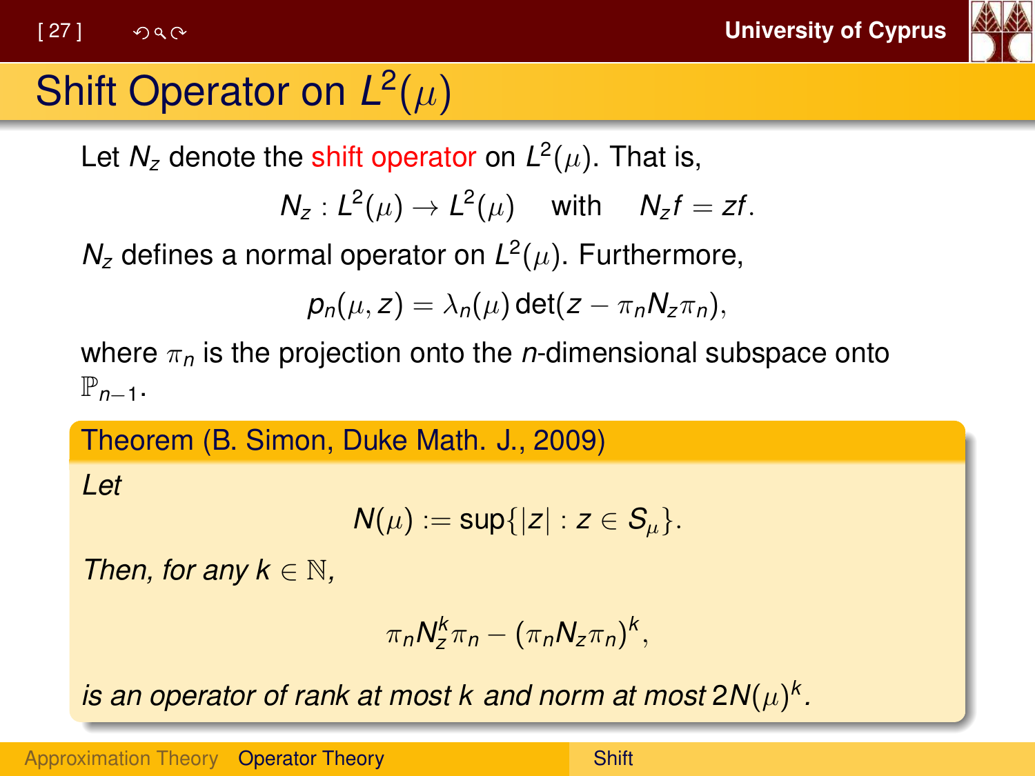# Shift Operator on $L^2(\mu)$

Let $N_z$ denote the shift operator on $L^2(\mu)$. That is,

$$N_z : L^2(\mu) \to L^2(\mu) \quad \text{with} \quad N_z f = zf.$$

$N_z$ defines a normal operator on $L^2(\mu)$. Furthermore,

$$p_n(\mu, z) = \lambda_n(\mu) \det(z - \pi_n N_z \pi_n),$$

where $\pi_n$ is the projection onto the $n$-dimensional subspace onto $\mathbb{P}_{n-1}$.

**Theorem (B. Simon, Duke Math. J., 2009)**

*Let*

$$N(\mu) := \sup\{|z| : z \in S_\mu\}.$$

*Then, for any $k \in \mathbb{N}$,*

$$\pi_n N_z^k \pi_n - (\pi_n N_z \pi_n)^k,$$

*is an operator of rank at most $k$ and norm at most $2N(\mu)^k$.*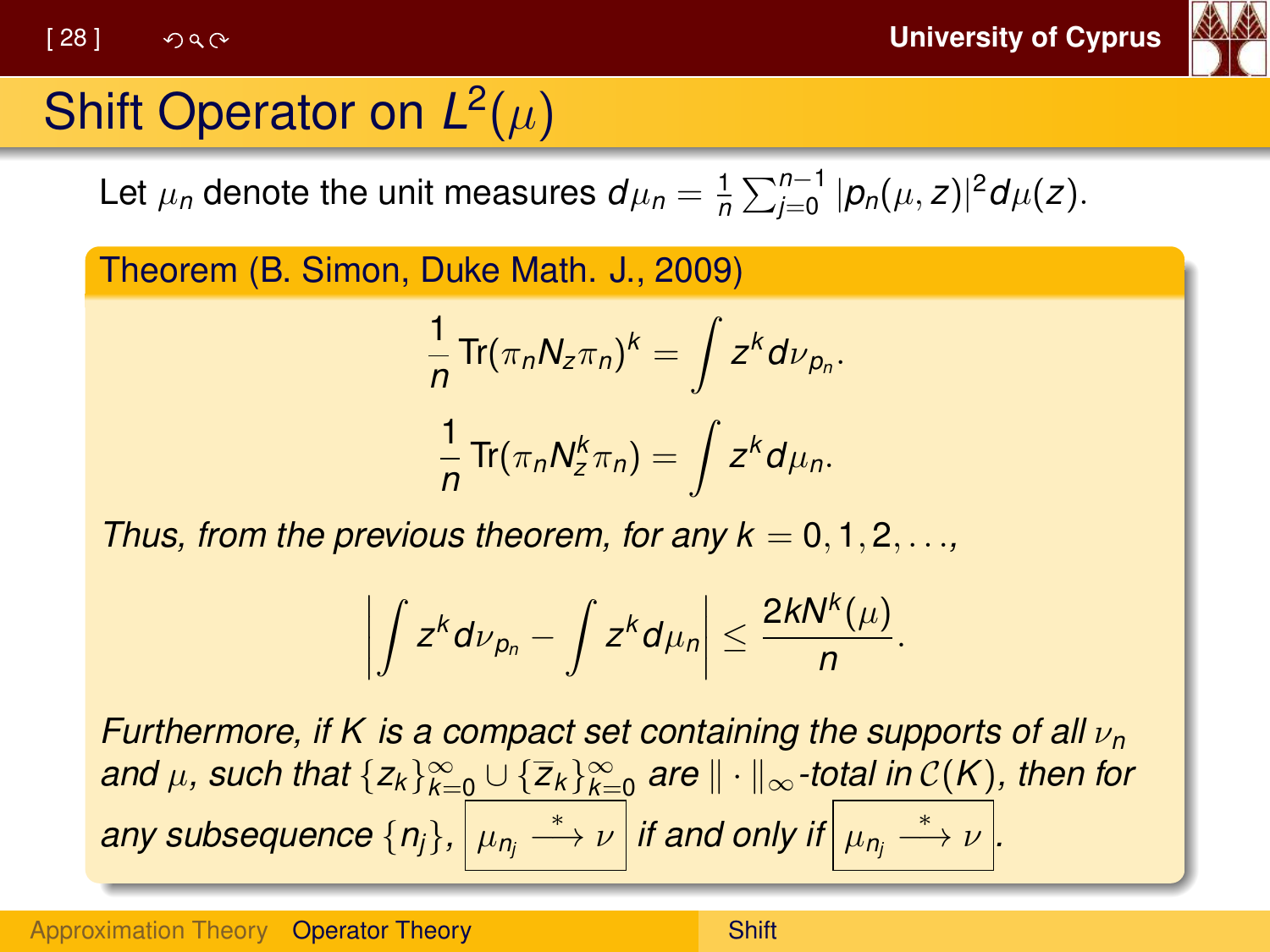# Shift Operator on $L^2(\mu)$

Let $\mu_n$ denote the unit measures $d\mu_n = \frac{1}{n}\sum_{j=0}^{n-1} |p_n(\mu, z)|^2 d\mu(z)$.

**Theorem (B. Simon, Duke Math. J., 2009)**

$$\frac{1}{n}\operatorname{Tr}(\pi_n N_z \pi_n)^k = \int z^k d\nu_{p_n}.$$

$$\frac{1}{n}\operatorname{Tr}(\pi_n N_z^k \pi_n) = \int z^k d\mu_n.$$

*Thus, from the previous theorem, for any* $k = 0, 1, 2, \ldots$,

$$\left| \int z^k d\nu_{p_n} - \int z^k d\mu_n \right| \leq \frac{2kN^k(\mu)}{n}.$$

*Furthermore, if* $K$ *is a compact set containing the supports of all* $\nu_n$ *and* $\mu$*, such that* $\{z_k\}_{k=0}^{\infty} \cup \{\overline{z}_k\}_{k=0}^{\infty}$ *are* $\|\cdot\|_\infty$*-total in* $\mathcal{C}(K)$*, then for any subsequence* $\{n_j\}$, $\boxed{\mu_{n_j} \xrightarrow{*} \nu}$ *if and only if* $\boxed{\mu_{n_j} \xrightarrow{*} \nu}$.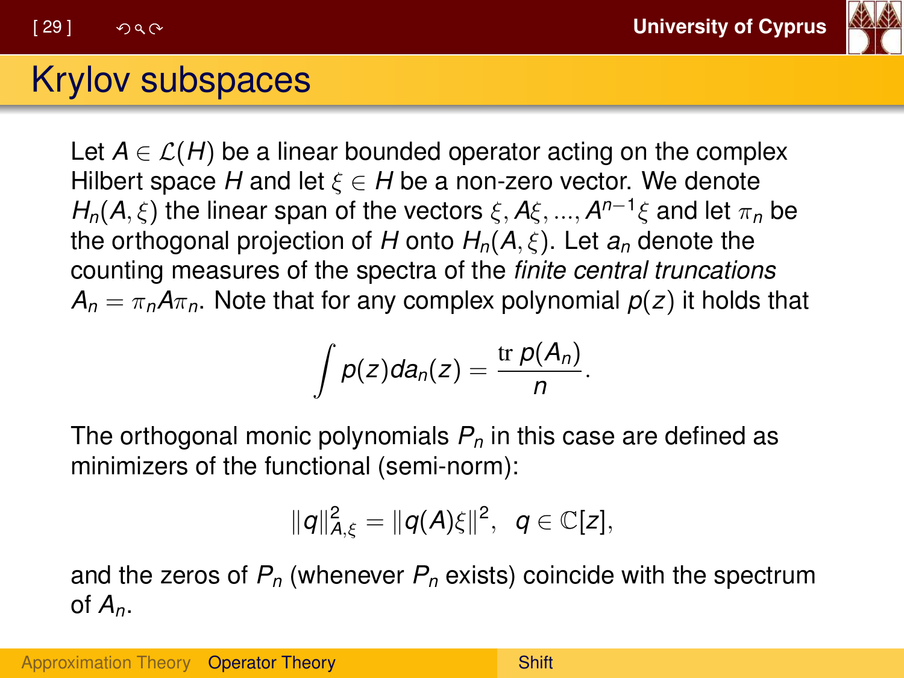# Krylov subspaces

Let $A \in \mathcal{L}(H)$ be a linear bounded operator acting on the complex Hilbert space $H$ and let $\xi \in H$ be a non-zero vector. We denote $H_n(A, \xi)$ the linear span of the vectors $\xi, A\xi, ..., A^{n-1}\xi$ and let $\pi_n$ be the orthogonal projection of $H$ onto $H_n(A, \xi)$. Let $a_n$ denote the counting measures of the spectra of the *finite central truncations* $A_n = \pi_n A \pi_n$. Note that for any complex polynomial $p(z)$ it holds that

$$\int p(z) da_n(z) = \frac{\operatorname{tr} p(A_n)}{n}.$$

The orthogonal monic polynomials $P_n$ in this case are defined as minimizers of the functional (semi-norm):

$$\|q\|_{A,\xi}^2 = \|q(A)\xi\|^2, \quad q \in \mathbb{C}[z],$$

and the zeros of $P_n$ (whenever $P_n$ exists) coincide with the spectrum of $A_n$.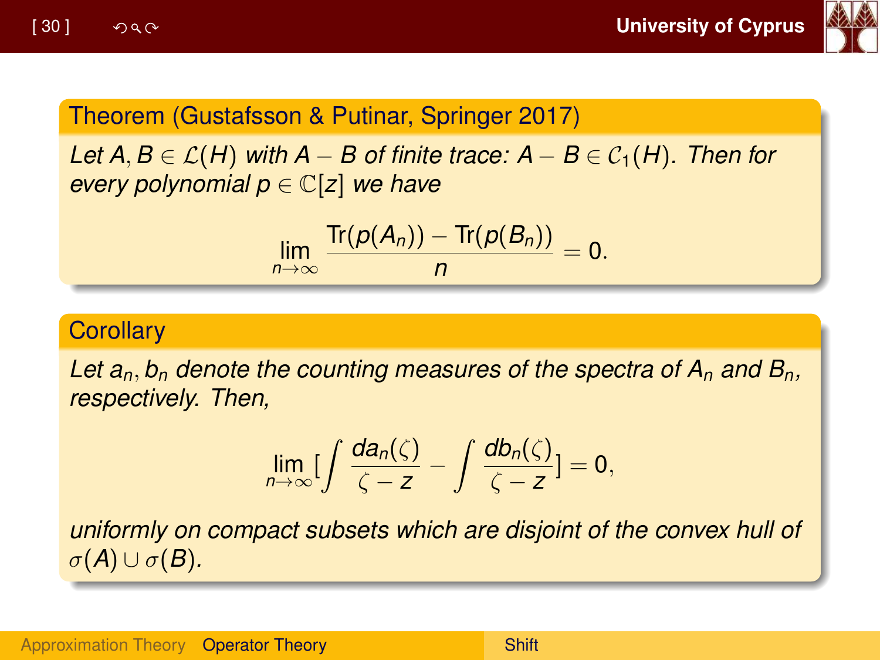**Theorem (Gustafsson & Putinar, Springer 2017)**

*Let $A, B \in \mathcal{L}(H)$ with $A - B$ of finite trace: $A - B \in \mathcal{C}_1(H)$. Then for every polynomial $p \in \mathbb{C}[z]$ we have*

$$\lim_{n\to\infty} \frac{\mathrm{Tr}(p(A_n)) - \mathrm{Tr}(p(B_n))}{n} = 0.$$

**Corollary**

*Let $a_n, b_n$ denote the counting measures of the spectra of $A_n$ and $B_n$, respectively. Then,*

$$\lim_{n\to\infty} [\int \frac{da_n(\zeta)}{\zeta - z} - \int \frac{db_n(\zeta)}{\zeta - z}] = 0,$$

*uniformly on compact subsets which are disjoint of the convex hull of $\sigma(A) \cup \sigma(B)$.*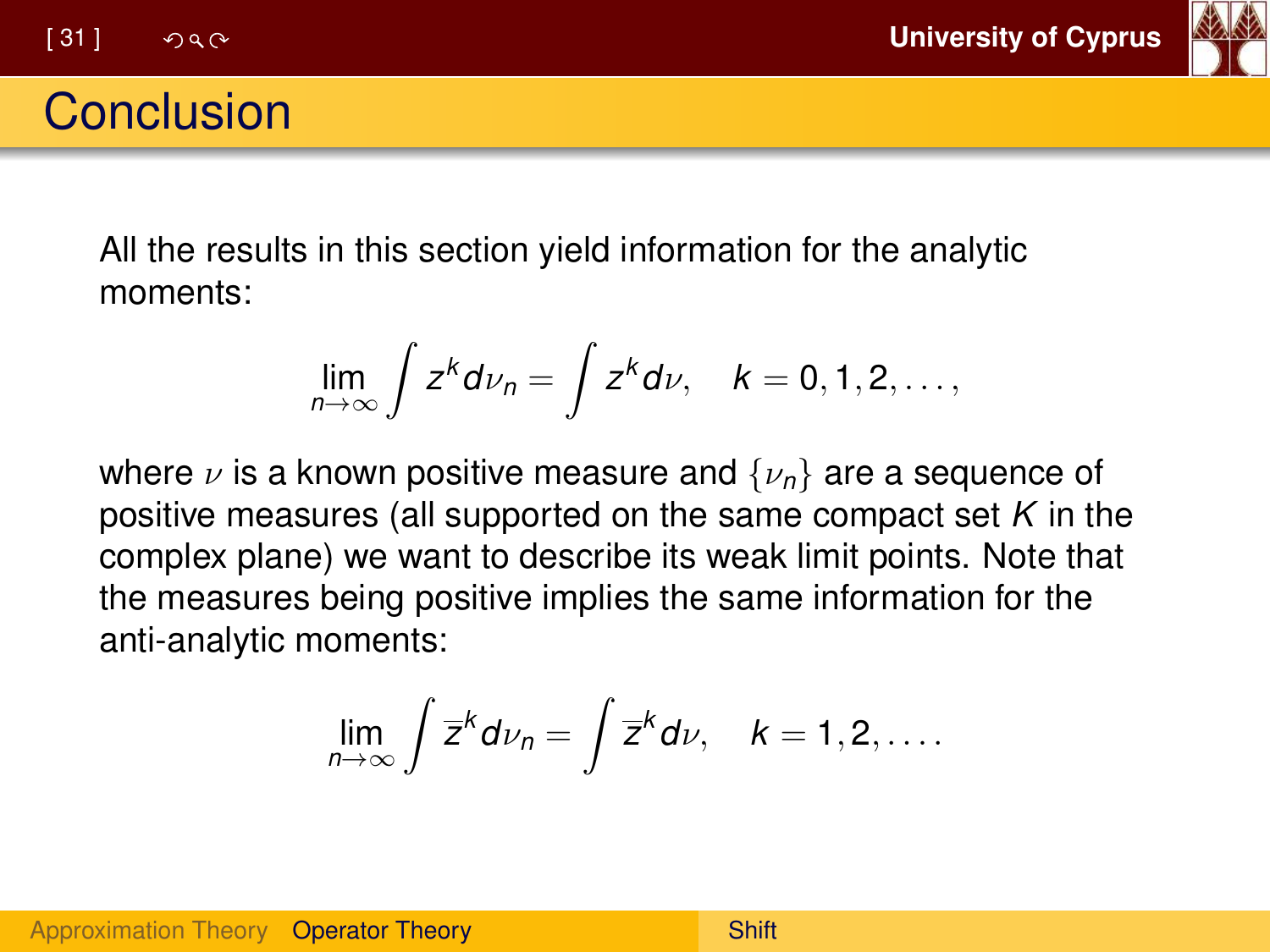# Conclusion

All the results in this section yield information for the analytic moments:

$$\lim_{n\to\infty} \int z^k d\nu_n = \int z^k d\nu, \quad k = 0, 1, 2, \dots,$$

where $\nu$ is a known positive measure and $\{\nu_n\}$ are a sequence of positive measures (all supported on the same compact set $K$ in the complex plane) we want to describe its weak limit points. Note that the measures being positive implies the same information for the anti-analytic moments:

$$\lim_{n\to\infty} \int \overline{z}^k d\nu_n = \int \overline{z}^k d\nu, \quad k = 1, 2, \dots.$$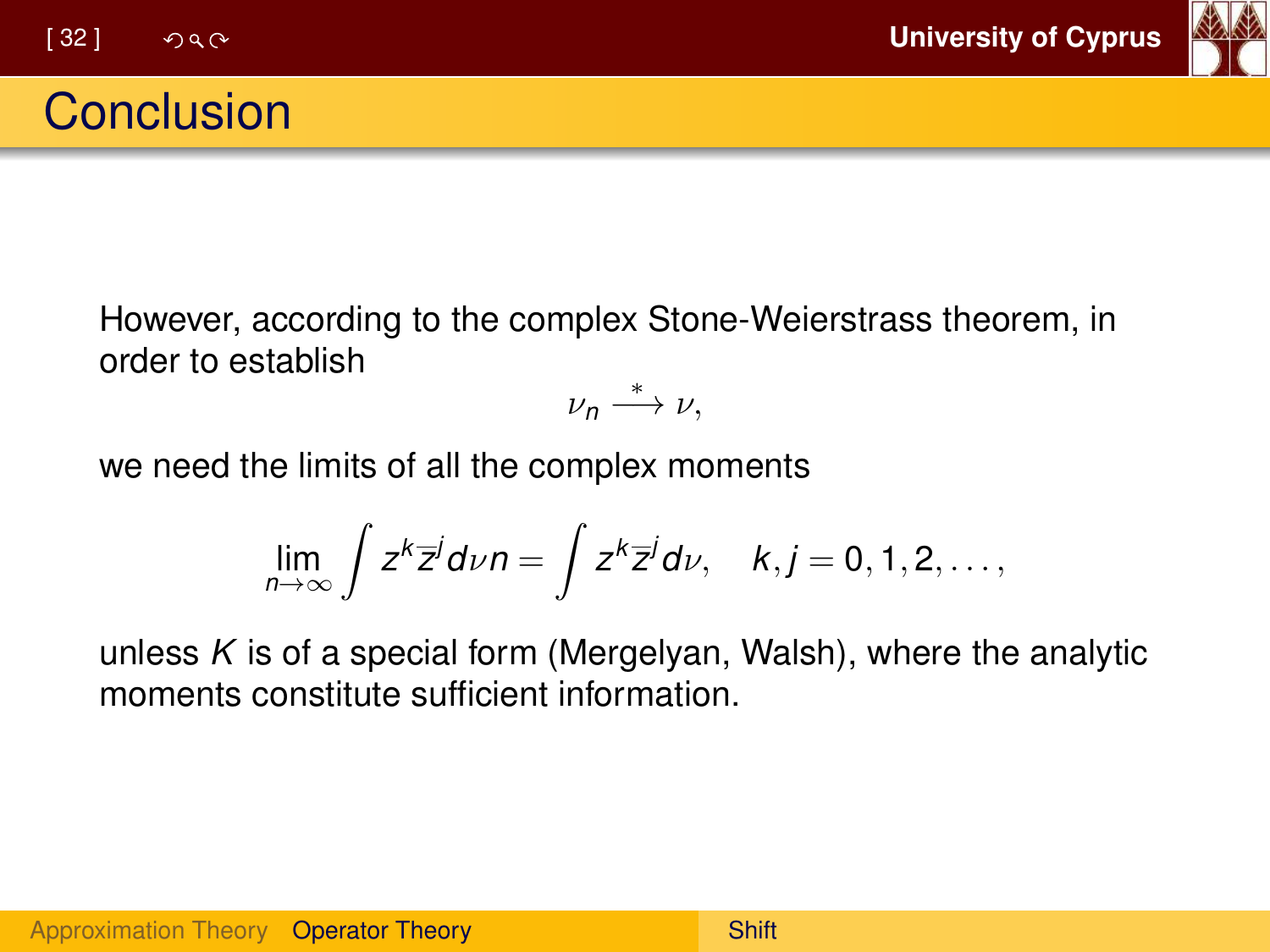# Conclusion

However, according to the complex Stone-Weierstrass theorem, in order to establish

$$\nu_n \xrightarrow{*} \nu,$$

we need the limits of all the complex moments

$$\lim_{n\to\infty} \int z^k \bar{z}^j d\nu n = \int z^k \bar{z}^j d\nu, \quad k, j = 0, 1, 2, \ldots,$$

unless $K$ is of a special form (Mergelyan, Walsh), where the analytic moments constitute sufficient information.